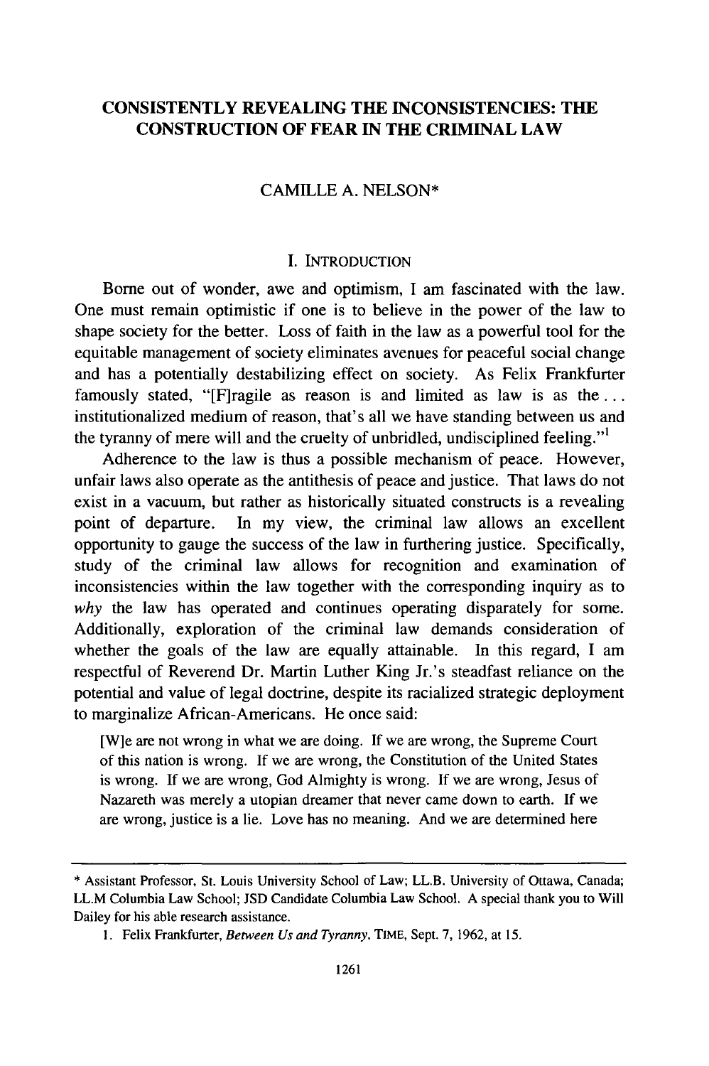# CONSISTENTLY REVEALING THE INCONSISTENCIES: THE CONSTRUCTION OF FEAR IN THE CRIMINAL LAW

CAMILLE A. NELSON*

## I. INTRODUCTION

Borne out of wonder, awe and optimism, I am fascinated with the law. One must remain optimistic if one is to believe in the power of the law to shape society for the better. Loss of faith in the law as a powerful tool for the equitable management of society eliminates avenues for peaceful social change and has a potentially destabilizing effect on society. As Felix Frankfurter famously stated, "[F]ragile as reason is and limited as law is as the . . . institutionalized medium of reason, that's all we have standing between us and the tyranny of mere will and the cruelty of unbridled, undisciplined feeling."[1]

Adherence to the law is thus a possible mechanism of peace. However, unfair laws also operate as the antithesis of peace and justice. That laws do not exist in a vacuum, but rather as historically situated constructs is a revealing point of departure. In my view, the criminal law allows an excellent opportunity to gauge the success of the law in furthering justice. Specifically, study of the criminal law allows for recognition and examination of inconsistencies within the law together with the corresponding inquiry as to *why* the law has operated and continues operating disparately for some. Additionally, exploration of the criminal law demands consideration of whether the goals of the law are equally attainable. In this regard, I am respectful of Reverend Dr. Martin Luther King Jr.'s steadfast reliance on the potential and value of legal doctrine, despite its racialized strategic deployment to marginalize African-Americans. He once said:

> [W]e are not wrong in what we are doing. If we are wrong, the Supreme Court of this nation is wrong. If we are wrong, the Constitution of the United States is wrong. If we are wrong, God Almighty is wrong. If we are wrong, Jesus of Nazareth was merely a utopian dreamer that never came down to earth. If we are wrong, justice is a lie. Love has no meaning. And we are determined here

---

\* Assistant Professor, St. Louis University School of Law; LL.B. University of Ottawa, Canada; LL.M Columbia Law School; JSD Candidate Columbia Law School. A special thank you to Will Dailey for his able research assistance.

1. Felix Frankfurter, *Between Us and Tyranny*, TIME, Sept. 7, 1962, at 15.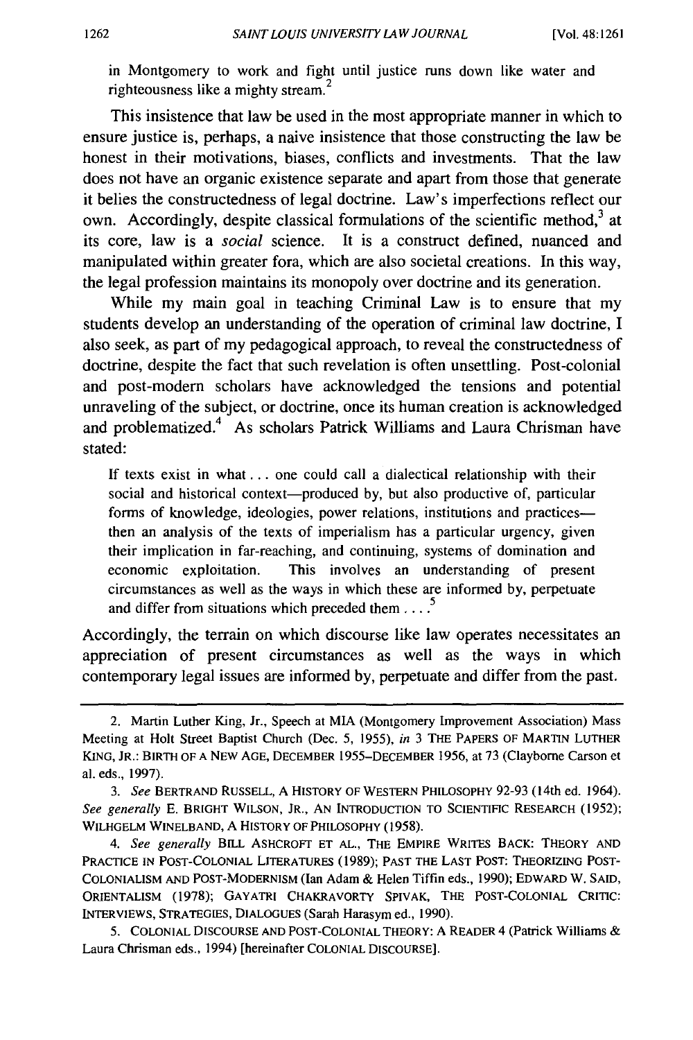in Montgomery to work and fight until justice runs down like water and righteousness like a mighty stream.[2]

This insistence that law be used in the most appropriate manner in which to ensure justice is, perhaps, a naive insistence that those constructing the law be honest in their motivations, biases, conflicts and investments. That the law does not have an organic existence separate and apart from those that generate it belies the constructedness of legal doctrine. Law's imperfections reflect our own. Accordingly, despite classical formulations of the scientific method,[3] at its core, law is a *social* science. It is a construct defined, nuanced and manipulated within greater fora, which are also societal creations. In this way, the legal profession maintains its monopoly over doctrine and its generation.

While my main goal in teaching Criminal Law is to ensure that my students develop an understanding of the operation of criminal law doctrine, I also seek, as part of my pedagogical approach, to reveal the constructedness of doctrine, despite the fact that such revelation is often unsettling. Post-colonial and post-modern scholars have acknowledged the tensions and potential unraveling of the subject, or doctrine, once its human creation is acknowledged and problematized.[4] As scholars Patrick Williams and Laura Chrisman have stated:

> If texts exist in what . . . one could call a dialectical relationship with their social and historical context—produced by, but also productive of, particular forms of knowledge, ideologies, power relations, institutions and practices—then an analysis of the texts of imperialism has a particular urgency, given their implication in far-reaching, and continuing, systems of domination and economic exploitation. This involves an understanding of present circumstances as well as the ways in which these are informed by, perpetuate and differ from situations which preceded them . . . .[5]

Accordingly, the terrain on which discourse like law operates necessitates an appreciation of present circumstances as well as the ways in which contemporary legal issues are informed by, perpetuate and differ from the past.

---

2. Martin Luther King, Jr., Speech at MIA (Montgomery Improvement Association) Mass Meeting at Holt Street Baptist Church (Dec. 5, 1955), *in* 3 THE PAPERS OF MARTIN LUTHER KING, JR.: BIRTH OF A NEW AGE, DECEMBER 1955–DECEMBER 1956, at 73 (Clayborne Carson et al. eds., 1997).

3. *See* BERTRAND RUSSELL, A HISTORY OF WESTERN PHILOSOPHY 92-93 (14th ed. 1964). *See generally* E. BRIGHT WILSON, JR., AN INTRODUCTION TO SCIENTIFIC RESEARCH (1952); WILHGELM WINELBAND, A HISTORY OF PHILOSOPHY (1958).

4. *See generally* BILL ASHCROFT ET AL., THE EMPIRE WRITES BACK: THEORY AND PRACTICE IN POST-COLONIAL LITERATURES (1989); PAST THE LAST POST: THEORIZING POST-COLONIALISM AND POST-MODERNISM (Ian Adam & Helen Tiffin eds., 1990); EDWARD W. SAID, ORIENTALISM (1978); GAYATRI CHAKRAVORTY SPIVAK, THE POST-COLONIAL CRITIC: INTERVIEWS, STRATEGIES, DIALOGUES (Sarah Harasym ed., 1990).

5. COLONIAL DISCOURSE AND POST-COLONIAL THEORY: A READER 4 (Patrick Williams & Laura Chrisman eds., 1994) [hereinafter COLONIAL DISCOURSE].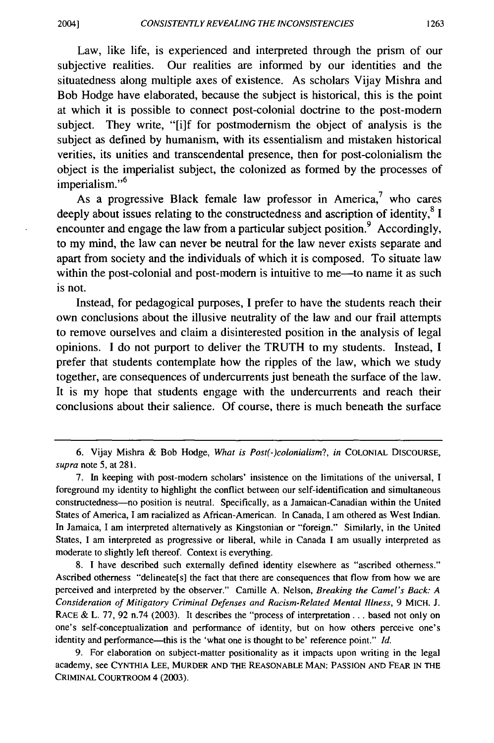Law, like life, is experienced and interpreted through the prism of our subjective realities. Our realities are informed by our identities and the situatedness along multiple axes of existence. As scholars Vijay Mishra and Bob Hodge have elaborated, because the subject is historical, this is the point at which it is possible to connect post-colonial doctrine to the post-modern subject. They write, "[i]f for postmodernism the object of analysis is the subject as defined by humanism, with its essentialism and mistaken historical verities, its unities and transcendental presence, then for post-colonialism the object is the imperialist subject, the colonized as formed by the processes of imperialism."[6]

As a progressive Black female law professor in America,[7] who cares deeply about issues relating to the constructedness and ascription of identity,[8] I encounter and engage the law from a particular subject position.[9] Accordingly, to my mind, the law can never be neutral for the law never exists separate and apart from society and the individuals of which it is composed. To situate law within the post-colonial and post-modern is intuitive to me—to name it as such is not.

Instead, for pedagogical purposes, I prefer to have the students reach their own conclusions about the illusive neutrality of the law and our frail attempts to remove ourselves and claim a disinterested position in the analysis of legal opinions. I do not purport to deliver the TRUTH to my students. Instead, I prefer that students contemplate how the ripples of the law, which we study together, are consequences of undercurrents just beneath the surface of the law. It is my hope that students engage with the undercurrents and reach their conclusions about their salience. Of course, there is much beneath the surface

---

6. Vijay Mishra & Bob Hodge, *What is Post(-)colonialism?*, *in* COLONIAL DISCOURSE, *supra* note 5, at 281.

7. In keeping with post-modern scholars' insistence on the limitations of the universal, I foreground my identity to highlight the conflict between our self-identification and simultaneous constructedness—no position is neutral. Specifically, as a Jamaican-Canadian within the United States of America, I am racialized as African-American. In Canada, I am othered as West Indian. In Jamaica, I am interpreted alternatively as Kingstonian or "foreign." Similarly, in the United States, I am interpreted as progressive or liberal, while in Canada I am usually interpreted as moderate to slightly left thereof. Context is everything.

8. I have described such externally defined identity elsewhere as "ascribed otherness." Ascribed otherness "delineate[s] the fact that there are consequences that flow from how we are perceived and interpreted by the observer." Camille A. Nelson, *Breaking the Camel's Back: A Consideration of Mitigatory Criminal Defenses and Racism-Related Mental Illness*, 9 MICH. J. RACE & L. 77, 92 n.74 (2003). It describes the "process of interpretation . . . based not only on one's self-conceptualization and performance of identity, but on how others perceive one's identity and performance—this is the 'what one is thought to be' reference point." *Id.*

9. For elaboration on subject-matter positionality as it impacts upon writing in the legal academy, see CYNTHIA LEE, MURDER AND THE REASONABLE MAN: PASSION AND FEAR IN THE CRIMINAL COURTROOM 4 (2003).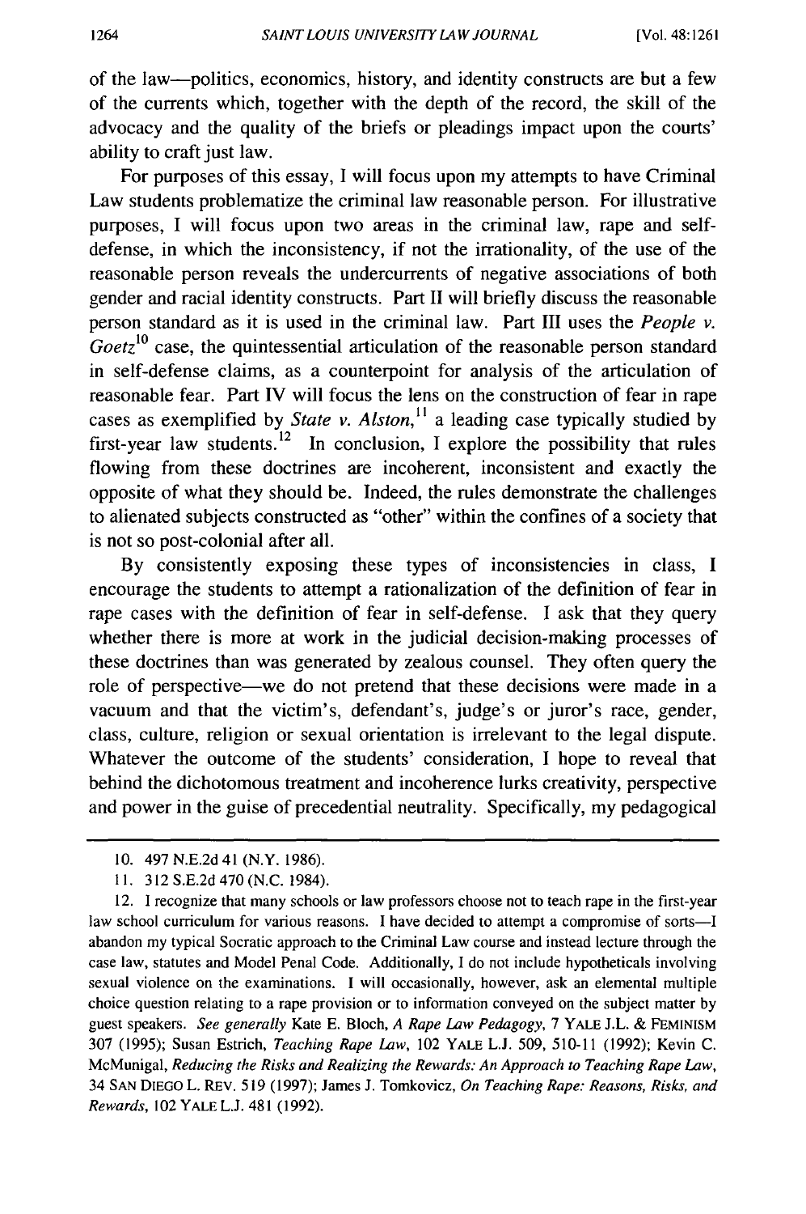of the law—politics, economics, history, and identity constructs are but a few of the currents which, together with the depth of the record, the skill of the advocacy and the quality of the briefs or pleadings impact upon the courts' ability to craft just law.

For purposes of this essay, I will focus upon my attempts to have Criminal Law students problematize the criminal law reasonable person. For illustrative purposes, I will focus upon two areas in the criminal law, rape and self-defense, in which the inconsistency, if not the irrationality, of the use of the reasonable person reveals the undercurrents of negative associations of both gender and racial identity constructs. Part II will briefly discuss the reasonable person standard as it is used in the criminal law. Part III uses the *People v. Goetz*[10] case, the quintessential articulation of the reasonable person standard in self-defense claims, as a counterpoint for analysis of the articulation of reasonable fear. Part IV will focus the lens on the construction of fear in rape cases as exemplified by *State v. Alston*,[11] a leading case typically studied by first-year law students.[12] In conclusion, I explore the possibility that rules flowing from these doctrines are incoherent, inconsistent and exactly the opposite of what they should be. Indeed, the rules demonstrate the challenges to alienated subjects constructed as "other" within the confines of a society that is not so post-colonial after all.

By consistently exposing these types of inconsistencies in class, I encourage the students to attempt a rationalization of the definition of fear in rape cases with the definition of fear in self-defense. I ask that they query whether there is more at work in the judicial decision-making processes of these doctrines than was generated by zealous counsel. They often query the role of perspective—we do not pretend that these decisions were made in a vacuum and that the victim's, defendant's, judge's or juror's race, gender, class, culture, religion or sexual orientation is irrelevant to the legal dispute. Whatever the outcome of the students' consideration, I hope to reveal that behind the dichotomous treatment and incoherence lurks creativity, perspective and power in the guise of precedential neutrality. Specifically, my pedagogical

---

10. 497 N.E.2d 41 (N.Y. 1986).

11. 312 S.E.2d 470 (N.C. 1984).

12. I recognize that many schools or law professors choose not to teach rape in the first-year law school curriculum for various reasons. I have decided to attempt a compromise of sorts—I abandon my typical Socratic approach to the Criminal Law course and instead lecture through the case law, statutes and Model Penal Code. Additionally, I do not include hypotheticals involving sexual violence on the examinations. I will occasionally, however, ask an elemental multiple choice question relating to a rape provision or to information conveyed on the subject matter by guest speakers. *See generally* Kate E. Bloch, *A Rape Law Pedagogy*, 7 YALE J.L. & FEMINISM 307 (1995); Susan Estrich, *Teaching Rape Law*, 102 YALE L.J. 509, 510-11 (1992); Kevin C. McMunigal, *Reducing the Risks and Realizing the Rewards: An Approach to Teaching Rape Law*, 34 SAN DIEGO L. REV. 519 (1997); James J. Tomkovicz, *On Teaching Rape: Reasons, Risks, and Rewards*, 102 YALE L.J. 481 (1992).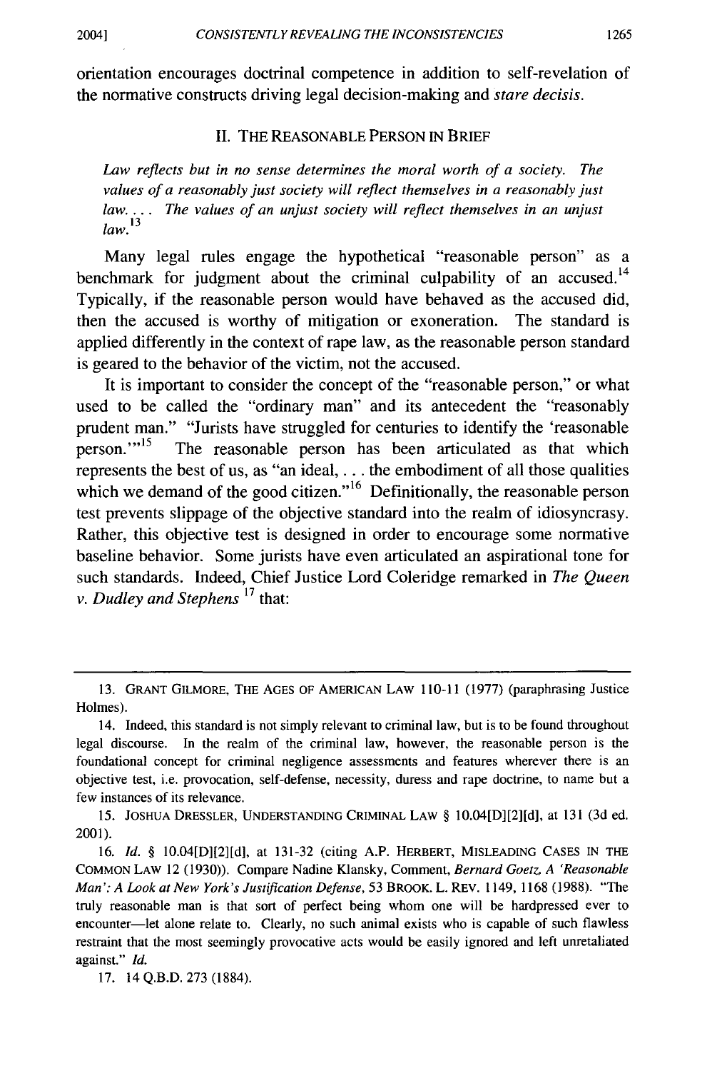orientation encourages doctrinal competence in addition to self-revelation of the normative constructs driving legal decision-making and *stare decisis*.

## II. THE REASONABLE PERSON IN BRIEF

*Law reflects but in no sense determines the moral worth of a society. The values of a reasonably just society will reflect themselves in a reasonably just law.... The values of an unjust society will reflect themselves in an unjust law.*[13]

Many legal rules engage the hypothetical "reasonable person" as a benchmark for judgment about the criminal culpability of an accused.[14] Typically, if the reasonable person would have behaved as the accused did, then the accused is worthy of mitigation or exoneration. The standard is applied differently in the context of rape law, as the reasonable person standard is geared to the behavior of the victim, not the accused.

It is important to consider the concept of the "reasonable person," or what used to be called the "ordinary man" and its antecedent the "reasonably prudent man." "Jurists have struggled for centuries to identify the 'reasonable person.'"[15] The reasonable person has been articulated as that which represents the best of us, as "an ideal, . . . the embodiment of all those qualities which we demand of the good citizen."[16] Definitionally, the reasonable person test prevents slippage of the objective standard into the realm of idiosyncrasy. Rather, this objective test is designed in order to encourage some normative baseline behavior. Some jurists have even articulated an aspirational tone for such standards. Indeed, Chief Justice Lord Coleridge remarked in *The Queen v. Dudley and Stephens* [17] that:

---

13. GRANT GILMORE, THE AGES OF AMERICAN LAW 110-11 (1977) (paraphrasing Justice Holmes).

14. Indeed, this standard is not simply relevant to criminal law, but is to be found throughout legal discourse. In the realm of the criminal law, however, the reasonable person is the foundational concept for criminal negligence assessments and features wherever there is an objective test, i.e. provocation, self-defense, necessity, duress and rape doctrine, to name but a few instances of its relevance.

15. JOSHUA DRESSLER, UNDERSTANDING CRIMINAL LAW § 10.04[D][2][d], at 131 (3d ed. 2001).

16. *Id.* § 10.04[D][2][d], at 131-32 (citing A.P. HERBERT, MISLEADING CASES IN THE COMMON LAW 12 (1930)). Compare Nadine Klansky, Comment, *Bernard Goetz, A 'Reasonable Man': A Look at New York's Justification Defense*, 53 BROOK. L. REV. 1149, 1168 (1988). "The truly reasonable man is that sort of perfect being whom one will be hardpressed ever to encounter—let alone relate to. Clearly, no such animal exists who is capable of such flawless restraint that the most seemingly provocative acts would be easily ignored and left unretaliated against." *Id.*

17. 14 Q.B.D. 273 (1884).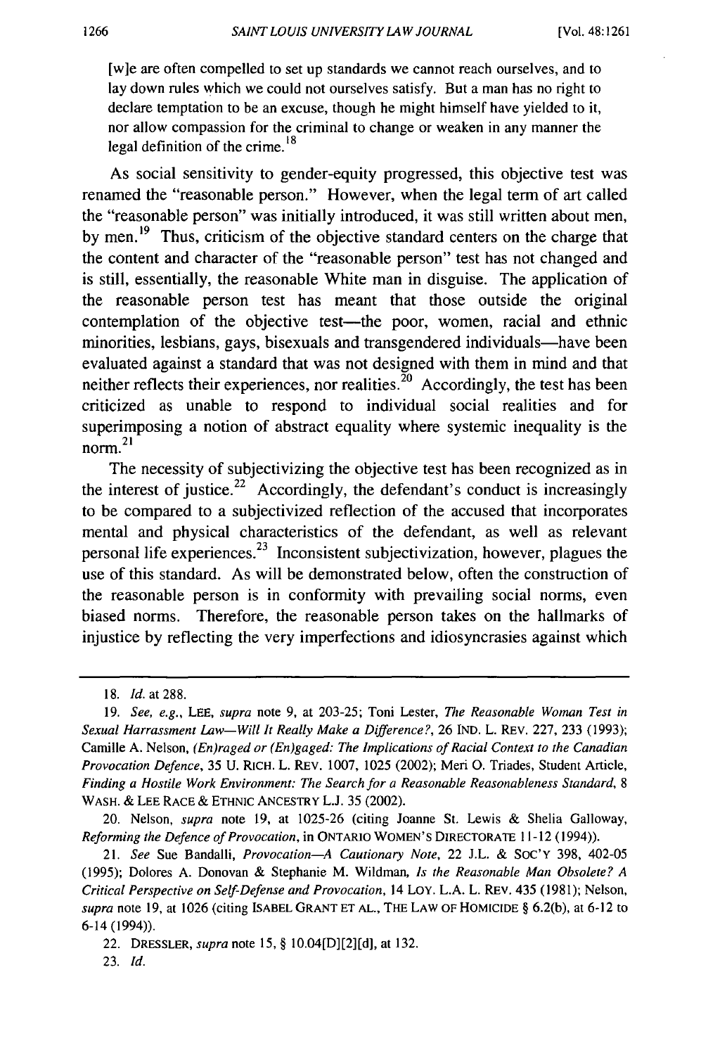> [w]e are often compelled to set up standards we cannot reach ourselves, and to lay down rules which we could not ourselves satisfy. But a man has no right to declare temptation to be an excuse, though he might himself have yielded to it, nor allow compassion for the criminal to change or weaken in any manner the legal definition of the crime.[18]

As social sensitivity to gender-equity progressed, this objective test was renamed the "reasonable person." However, when the legal term of art called the "reasonable person" was initially introduced, it was still written about men, by men.[19] Thus, criticism of the objective standard centers on the charge that the content and character of the "reasonable person" test has not changed and is still, essentially, the reasonable White man in disguise. The application of the reasonable person test has meant that those outside the original contemplation of the objective test—the poor, women, racial and ethnic minorities, lesbians, gays, bisexuals and transgendered individuals—have been evaluated against a standard that was not designed with them in mind and that neither reflects their experiences, nor realities.[20] Accordingly, the test has been criticized as unable to respond to individual social realities and for superimposing a notion of abstract equality where systemic inequality is the norm.[21]

The necessity of subjectivizing the objective test has been recognized as in the interest of justice.[22] Accordingly, the defendant's conduct is increasingly to be compared to a subjectivized reflection of the accused that incorporates mental and physical characteristics of the defendant, as well as relevant personal life experiences.[23] Inconsistent subjectivization, however, plagues the use of this standard. As will be demonstrated below, often the construction of the reasonable person is in conformity with prevailing social norms, even biased norms. Therefore, the reasonable person takes on the hallmarks of injustice by reflecting the very imperfections and idiosyncrasies against which

---

18. *Id.* at 288.

19. *See, e.g.*, LEE, *supra* note 9, at 203-25; Toni Lester, *The Reasonable Woman Test in Sexual Harrassment Law—Will It Really Make a Difference?*, 26 IND. L. REV. 227, 233 (1993); Camille A. Nelson, *(En)raged or (En)gaged: The Implications of Racial Context to the Canadian Provocation Defence*, 35 U. RICH. L. REV. 1007, 1025 (2002); Meri O. Triades, Student Article, *Finding a Hostile Work Environment: The Search for a Reasonable Reasonableness Standard*, 8 WASH. & LEE RACE & ETHNIC ANCESTRY L.J. 35 (2002).

20. Nelson, *supra* note 19, at 1025-26 (citing Joanne St. Lewis & Shelia Galloway, *Reforming the Defence of Provocation*, in ONTARIO WOMEN'S DIRECTORATE 11-12 (1994)).

21. *See* Sue Bandalli, *Provocation—A Cautionary Note*, 22 J.L. & SOC'Y 398, 402-05 (1995); Dolores A. Donovan & Stephanie M. Wildman, *Is the Reasonable Man Obsolete? A Critical Perspective on Self-Defense and Provocation*, 14 LOY. L.A. L. REV. 435 (1981); Nelson, *supra* note 19, at 1026 (citing ISABEL GRANT ET AL., THE LAW OF HOMICIDE § 6.2(b), at 6-12 to 6-14 (1994)).

22. DRESSLER, *supra* note 15, § 10.04[D][2][d], at 132.

23. *Id.*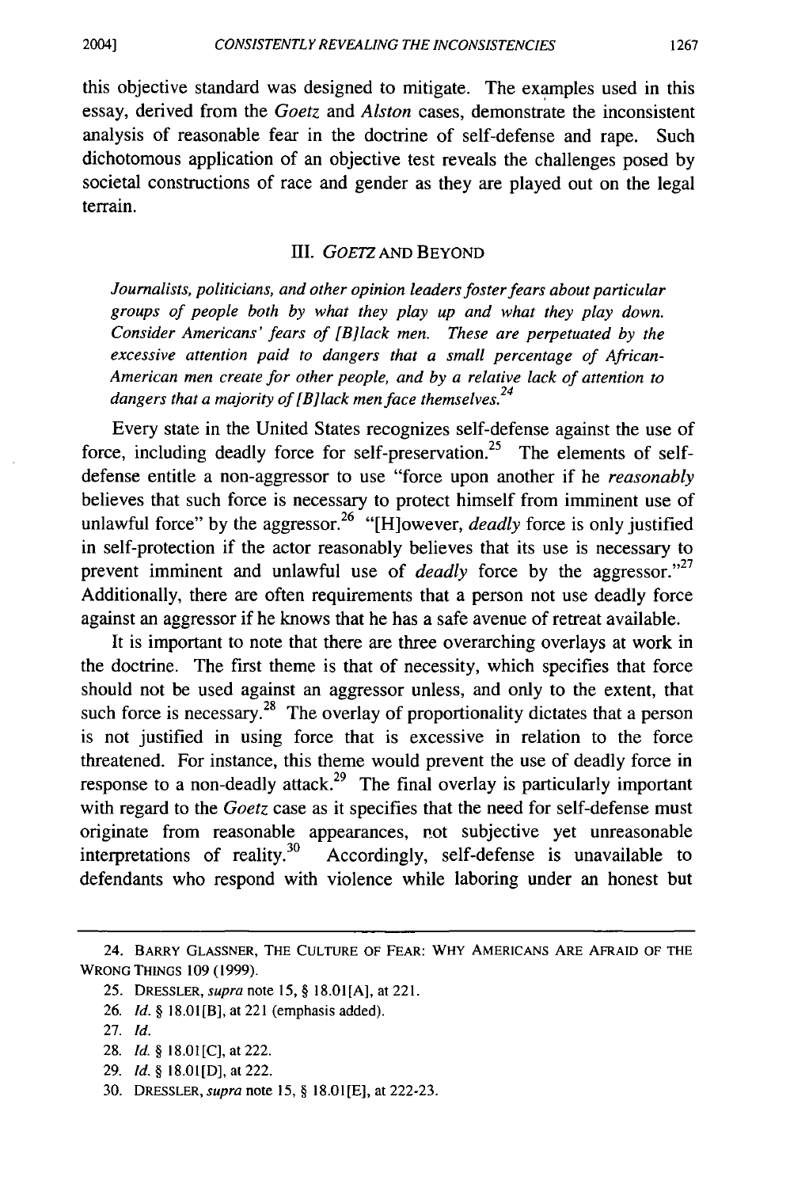this objective standard was designed to mitigate. The examples used in this essay, derived from the *Goetz* and *Alston* cases, demonstrate the inconsistent analysis of reasonable fear in the doctrine of self-defense and rape. Such dichotomous application of an objective test reveals the challenges posed by societal constructions of race and gender as they are played out on the legal terrain.

## III. *GOETZ* AND BEYOND

*Journalists, politicians, and other opinion leaders foster fears about particular groups of people both by what they play up and what they play down. Consider Americans' fears of [B]lack men. These are perpetuated by the excessive attention paid to dangers that a small percentage of African-American men create for other people, and by a relative lack of attention to dangers that a majority of [B]lack men face themselves.*[24]

Every state in the United States recognizes self-defense against the use of force, including deadly force for self-preservation.[25] The elements of self-defense entitle a non-aggressor to use "force upon another if he *reasonably* believes that such force is necessary to protect himself from imminent use of unlawful force" by the aggressor.[26] "[H]owever, *deadly* force is only justified in self-protection if the actor reasonably believes that its use is necessary to prevent imminent and unlawful use of *deadly* force by the aggressor."[27] Additionally, there are often requirements that a person not use deadly force against an aggressor if he knows that he has a safe avenue of retreat available.

It is important to note that there are three overarching overlays at work in the doctrine. The first theme is that of necessity, which specifies that force should not be used against an aggressor unless, and only to the extent, that such force is necessary.[28] The overlay of proportionality dictates that a person is not justified in using force that is excessive in relation to the force threatened. For instance, this theme would prevent the use of deadly force in response to a non-deadly attack.[29] The final overlay is particularly important with regard to the *Goetz* case as it specifies that the need for self-defense must originate from reasonable appearances, not subjective yet unreasonable interpretations of reality.[30] Accordingly, self-defense is unavailable to defendants who respond with violence while laboring under an honest but

---

24. BARRY GLASSNER, THE CULTURE OF FEAR: WHY AMERICANS ARE AFRAID OF THE WRONG THINGS 109 (1999).

25. DRESSLER, *supra* note 15, § 18.01[A], at 221.

26. *Id.* § 18.01[B], at 221 (emphasis added).

27. *Id.*

28. *Id.* § 18.01[C], at 222.

29. *Id.* § 18.01[D], at 222.

30. DRESSLER, *supra* note 15, § 18.01[E], at 222-23.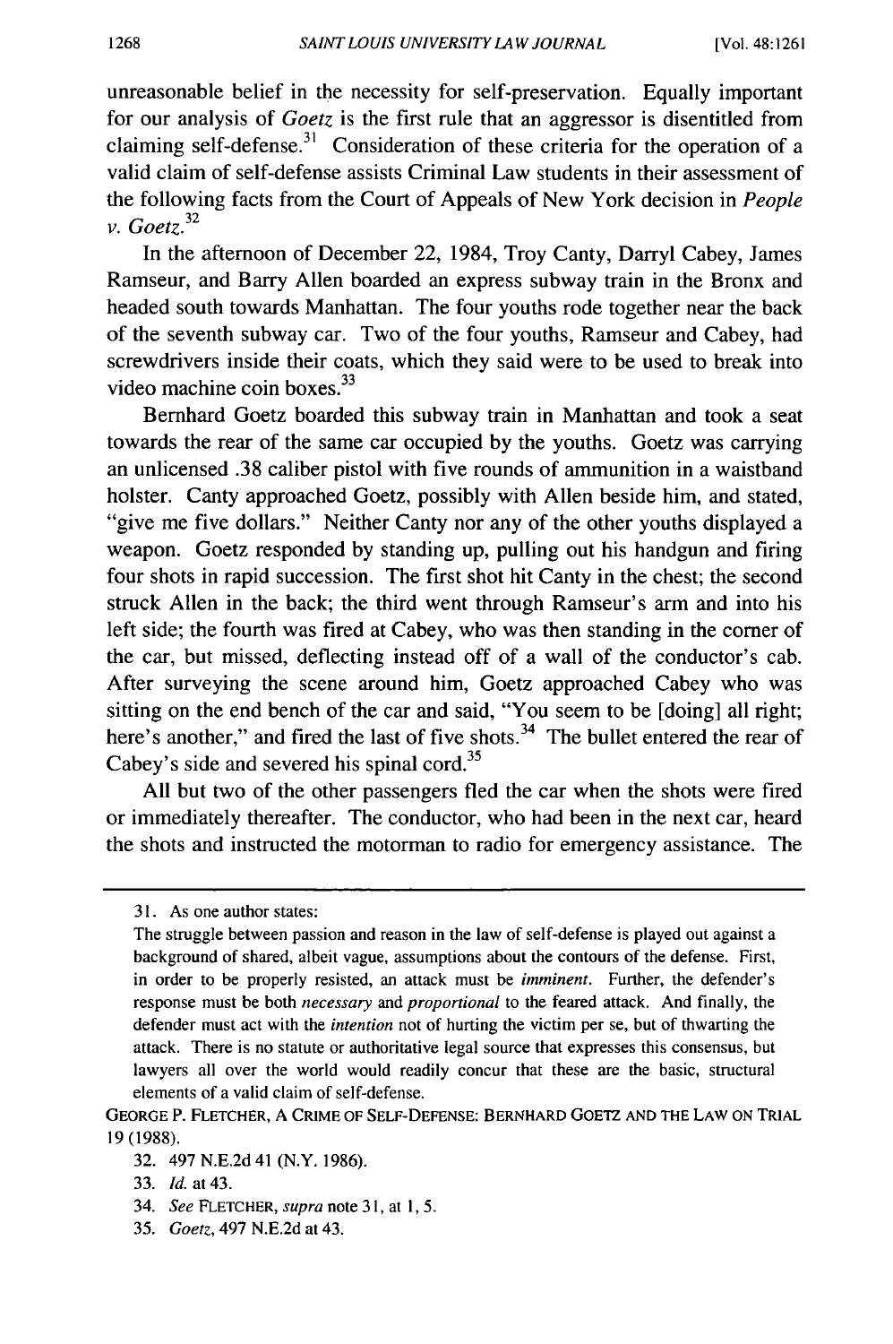unreasonable belief in the necessity for self-preservation. Equally important for our analysis of *Goetz* is the first rule that an aggressor is disentitled from claiming self-defense.[31] Consideration of these criteria for the operation of a valid claim of self-defense assists Criminal Law students in their assessment of the following facts from the Court of Appeals of New York decision in *People v. Goetz*.[32]

In the afternoon of December 22, 1984, Troy Canty, Darryl Cabey, James Ramseur, and Barry Allen boarded an express subway train in the Bronx and headed south towards Manhattan. The four youths rode together near the back of the seventh subway car. Two of the four youths, Ramseur and Cabey, had screwdrivers inside their coats, which they said were to be used to break into video machine coin boxes.[33]

Bernhard Goetz boarded this subway train in Manhattan and took a seat towards the rear of the same car occupied by the youths. Goetz was carrying an unlicensed .38 caliber pistol with five rounds of ammunition in a waistband holster. Canty approached Goetz, possibly with Allen beside him, and stated, "give me five dollars." Neither Canty nor any of the other youths displayed a weapon. Goetz responded by standing up, pulling out his handgun and firing four shots in rapid succession. The first shot hit Canty in the chest; the second struck Allen in the back; the third went through Ramseur's arm and into his left side; the fourth was fired at Cabey, who was then standing in the corner of the car, but missed, deflecting instead off of a wall of the conductor's cab. After surveying the scene around him, Goetz approached Cabey who was sitting on the end bench of the car and said, "You seem to be [doing] all right; here's another," and fired the last of five shots.[34] The bullet entered the rear of Cabey's side and severed his spinal cord.[35]

All but two of the other passengers fled the car when the shots were fired or immediately thereafter. The conductor, who had been in the next car, heard the shots and instructed the motorman to radio for emergency assistance. The

---

31. As one author states:

> The struggle between passion and reason in the law of self-defense is played out against a background of shared, albeit vague, assumptions about the contours of the defense. First, in order to be properly resisted, an attack must be *imminent*. Further, the defender's response must be both *necessary* and *proportional* to the feared attack. And finally, the defender must act with the *intention* not of hurting the victim per se, but of thwarting the attack. There is no statute or authoritative legal source that expresses this consensus, but lawyers all over the world would readily concur that these are the basic, structural elements of a valid claim of self-defense.

GEORGE P. FLETCHER, A CRIME OF SELF-DEFENSE: BERNHARD GOETZ AND THE LAW ON TRIAL 19 (1988).

32. 497 N.E.2d 41 (N.Y. 1986).

33. *Id.* at 43.

34. *See* FLETCHER, *supra* note 31, at 1, 5.

35. *Goetz*, 497 N.E.2d at 43.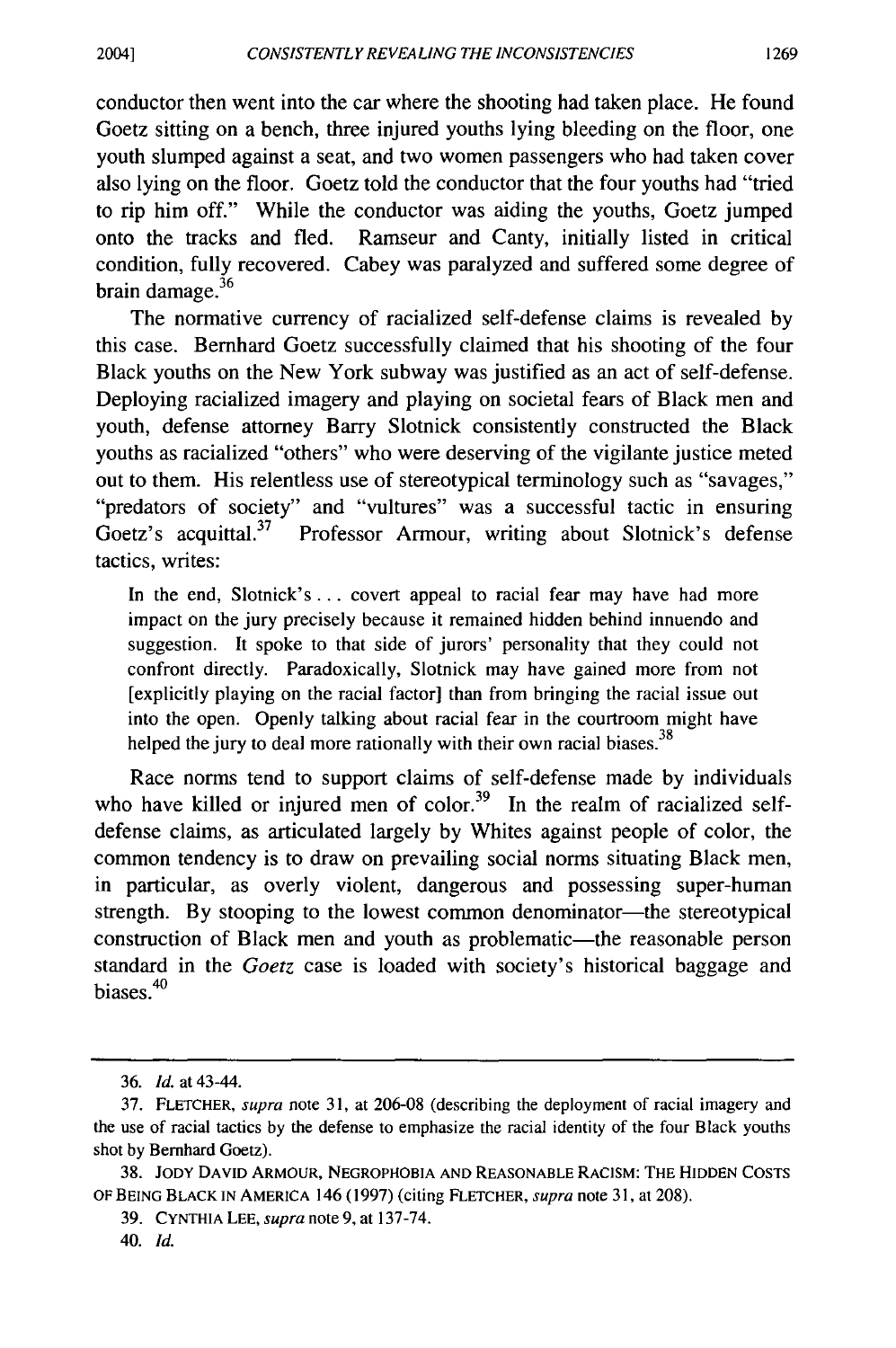conductor then went into the car where the shooting had taken place. He found Goetz sitting on a bench, three injured youths lying bleeding on the floor, one youth slumped against a seat, and two women passengers who had taken cover also lying on the floor. Goetz told the conductor that the four youths had "tried to rip him off." While the conductor was aiding the youths, Goetz jumped onto the tracks and fled. Ramseur and Canty, initially listed in critical condition, fully recovered. Cabey was paralyzed and suffered some degree of brain damage.[36]

The normative currency of racialized self-defense claims is revealed by this case. Bernhard Goetz successfully claimed that his shooting of the four Black youths on the New York subway was justified as an act of self-defense. Deploying racialized imagery and playing on societal fears of Black men and youth, defense attorney Barry Slotnick consistently constructed the Black youths as racialized "others" who were deserving of the vigilante justice meted out to them. His relentless use of stereotypical terminology such as "savages," "predators of society" and "vultures" was a successful tactic in ensuring Goetz's acquittal.[37] Professor Armour, writing about Slotnick's defense tactics, writes:

> In the end, Slotnick's . . . covert appeal to racial fear may have had more impact on the jury precisely because it remained hidden behind innuendo and suggestion. It spoke to that side of jurors' personality that they could not confront directly. Paradoxically, Slotnick may have gained more from not [explicitly playing on the racial factor] than from bringing the racial issue out into the open. Openly talking about racial fear in the courtroom might have helped the jury to deal more rationally with their own racial biases.[38]

Race norms tend to support claims of self-defense made by individuals who have killed or injured men of color.[39] In the realm of racialized self-defense claims, as articulated largely by Whites against people of color, the common tendency is to draw on prevailing social norms situating Black men, in particular, as overly violent, dangerous and possessing super-human strength. By stooping to the lowest common denominator—the stereotypical construction of Black men and youth as problematic—the reasonable person standard in the *Goetz* case is loaded with society's historical baggage and biases.[40]

---

36. *Id.* at 43-44.

37. FLETCHER, *supra* note 31, at 206-08 (describing the deployment of racial imagery and the use of racial tactics by the defense to emphasize the racial identity of the four Black youths shot by Bernhard Goetz).

38. JODY DAVID ARMOUR, NEGROPHOBIA AND REASONABLE RACISM: THE HIDDEN COSTS OF BEING BLACK IN AMERICA 146 (1997) (citing FLETCHER, *supra* note 31, at 208).

39. CYNTHIA LEE, *supra* note 9, at 137-74.

40. *Id.*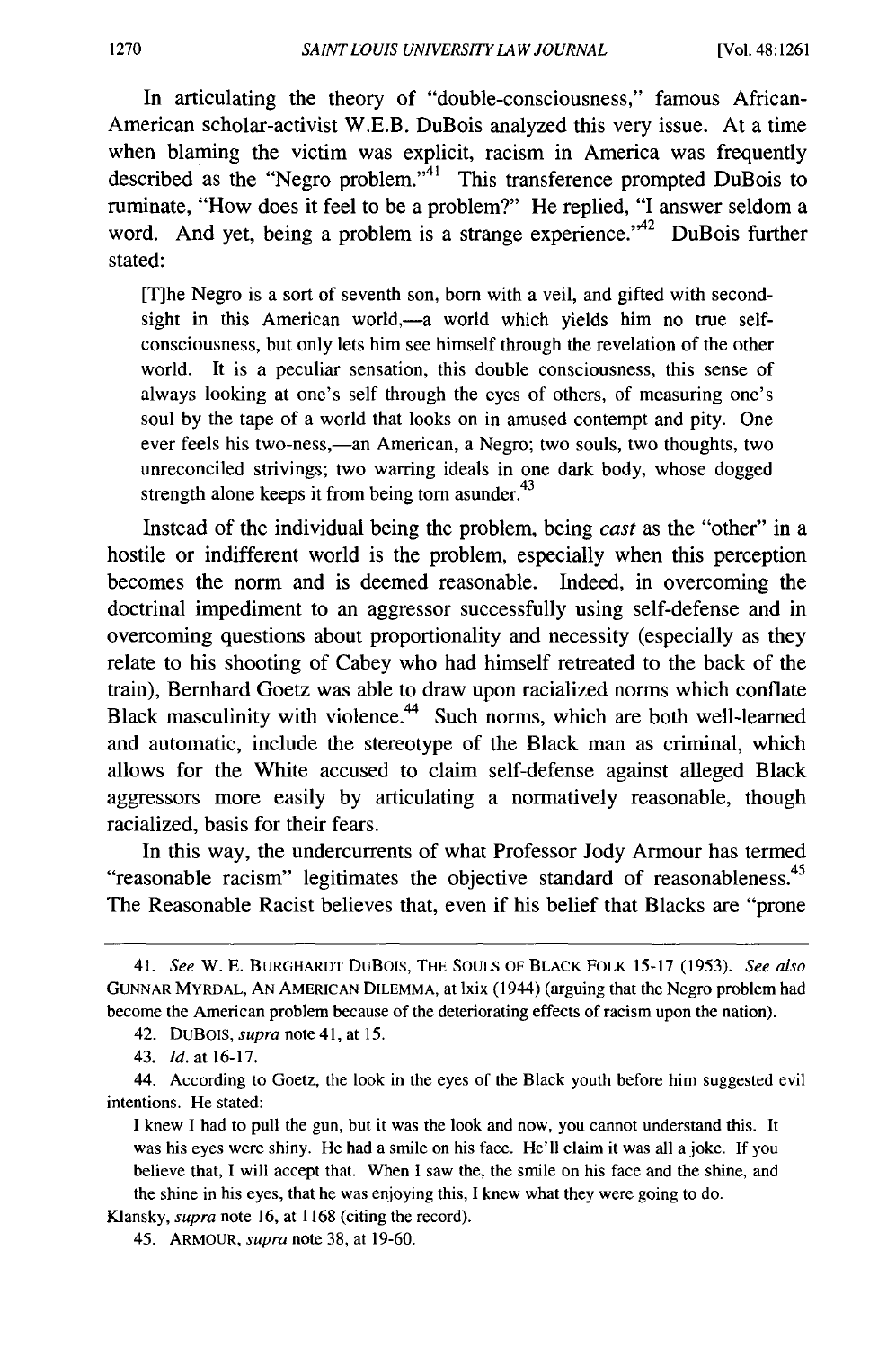In articulating the theory of "double-consciousness," famous African-American scholar-activist W.E.B. DuBois analyzed this very issue. At a time when blaming the victim was explicit, racism in America was frequently described as the "Negro problem."[41] This transference prompted DuBois to ruminate, "How does it feel to be a problem?" He replied, "I answer seldom a word. And yet, being a problem is a strange experience."[42] DuBois further stated:

> [T]he Negro is a sort of seventh son, born with a veil, and gifted with second-sight in this American world,—a world which yields him no true self-consciousness, but only lets him see himself through the revelation of the other world. It is a peculiar sensation, this double consciousness, this sense of always looking at one's self through the eyes of others, of measuring one's soul by the tape of a world that looks on in amused contempt and pity. One ever feels his two-ness,—an American, a Negro; two souls, two thoughts, two unreconciled strivings; two warring ideals in one dark body, whose dogged strength alone keeps it from being torn asunder.[43]

Instead of the individual being the problem, being *cast* as the "other" in a hostile or indifferent world is the problem, especially when this perception becomes the norm and is deemed reasonable. Indeed, in overcoming the doctrinal impediment to an aggressor successfully using self-defense and in overcoming questions about proportionality and necessity (especially as they relate to his shooting of Cabey who had himself retreated to the back of the train), Bernhard Goetz was able to draw upon racialized norms which conflate Black masculinity with violence.[44] Such norms, which are both well-learned and automatic, include the stereotype of the Black man as criminal, which allows for the White accused to claim self-defense against alleged Black aggressors more easily by articulating a normatively reasonable, though racialized, basis for their fears.

In this way, the undercurrents of what Professor Jody Armour has termed "reasonable racism" legitimates the objective standard of reasonableness.[45] The Reasonable Racist believes that, even if his belief that Blacks are "prone

---

41. *See* W. E. BURGHARDT DUBOIS, THE SOULS OF BLACK FOLK 15-17 (1953). *See also* GUNNAR MYRDAL, AN AMERICAN DILEMMA, at lxix (1944) (arguing that the Negro problem had become the American problem because of the deteriorating effects of racism upon the nation).

42. DUBOIS, *supra* note 41, at 15.

43. *Id.* at 16-17.

44. According to Goetz, the look in the eyes of the Black youth before him suggested evil intentions. He stated:

> I knew I had to pull the gun, but it was the look and now, you cannot understand this. It was his eyes were shiny. He had a smile on his face. He'll claim it was all a joke. If you believe that, I will accept that. When I saw the, the smile on his face and the shine, and the shine in his eyes, that he was enjoying this, I knew what they were going to do.

Klansky, *supra* note 16, at 1168 (citing the record).

45. ARMOUR, *supra* note 38, at 19-60.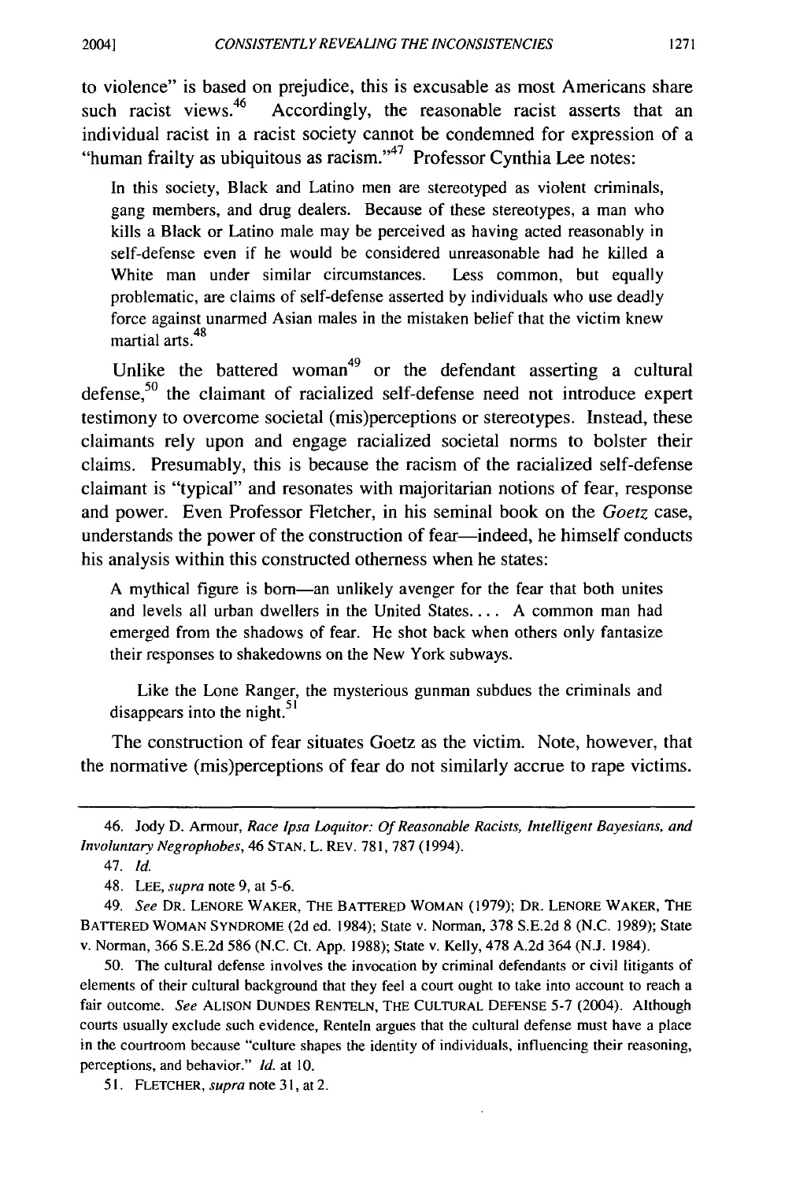to violence" is based on prejudice, this is excusable as most Americans share such racist views.[46] Accordingly, the reasonable racist asserts that an individual racist in a racist society cannot be condemned for expression of a "human frailty as ubiquitous as racism."[47] Professor Cynthia Lee notes:

> In this society, Black and Latino men are stereotyped as violent criminals, gang members, and drug dealers. Because of these stereotypes, a man who kills a Black or Latino male may be perceived as having acted reasonably in self-defense even if he would be considered unreasonable had he killed a White man under similar circumstances. Less common, but equally problematic, are claims of self-defense asserted by individuals who use deadly force against unarmed Asian males in the mistaken belief that the victim knew martial arts.[48]

Unlike the battered woman[49] or the defendant asserting a cultural defense,[50] the claimant of racialized self-defense need not introduce expert testimony to overcome societal (mis)perceptions or stereotypes. Instead, these claimants rely upon and engage racialized societal norms to bolster their claims. Presumably, this is because the racism of the racialized self-defense claimant is "typical" and resonates with majoritarian notions of fear, response and power. Even Professor Fletcher, in his seminal book on the *Goetz* case, understands the power of the construction of fear—indeed, he himself conducts his analysis within this constructed otherness when he states:

> A mythical figure is born—an unlikely avenger for the fear that both unites and levels all urban dwellers in the United States.... A common man had emerged from the shadows of fear. He shot back when others only fantasize their responses to shakedowns on the New York subways.
>
> Like the Lone Ranger, the mysterious gunman subdues the criminals and disappears into the night.[51]

The construction of fear situates Goetz as the victim. Note, however, that the normative (mis)perceptions of fear do not similarly accrue to rape victims.

---

46. Jody D. Armour, *Race Ipsa Loquitor: Of Reasonable Racists, Intelligent Bayesians, and Involuntary Negrophobes*, 46 STAN. L. REV. 781, 787 (1994).

47. *Id.*

48. LEE, *supra* note 9, at 5-6.

49. *See* DR. LENORE WAKER, THE BATTERED WOMAN (1979); DR. LENORE WAKER, THE BATTERED WOMAN SYNDROME (2d ed. 1984); State v. Norman, 378 S.E.2d 8 (N.C. 1989); State v. Norman, 366 S.E.2d 586 (N.C. Ct. App. 1988); State v. Kelly, 478 A.2d 364 (N.J. 1984).

50. The cultural defense involves the invocation by criminal defendants or civil litigants of elements of their cultural background that they feel a court ought to take into account to reach a fair outcome. *See* ALISON DUNDES RENTELN, THE CULTURAL DEFENSE 5-7 (2004). Although courts usually exclude such evidence, Renteln argues that the cultural defense must have a place in the courtroom because "culture shapes the identity of individuals, influencing their reasoning, perceptions, and behavior." *Id.* at 10.

51. FLETCHER, *supra* note 31, at 2.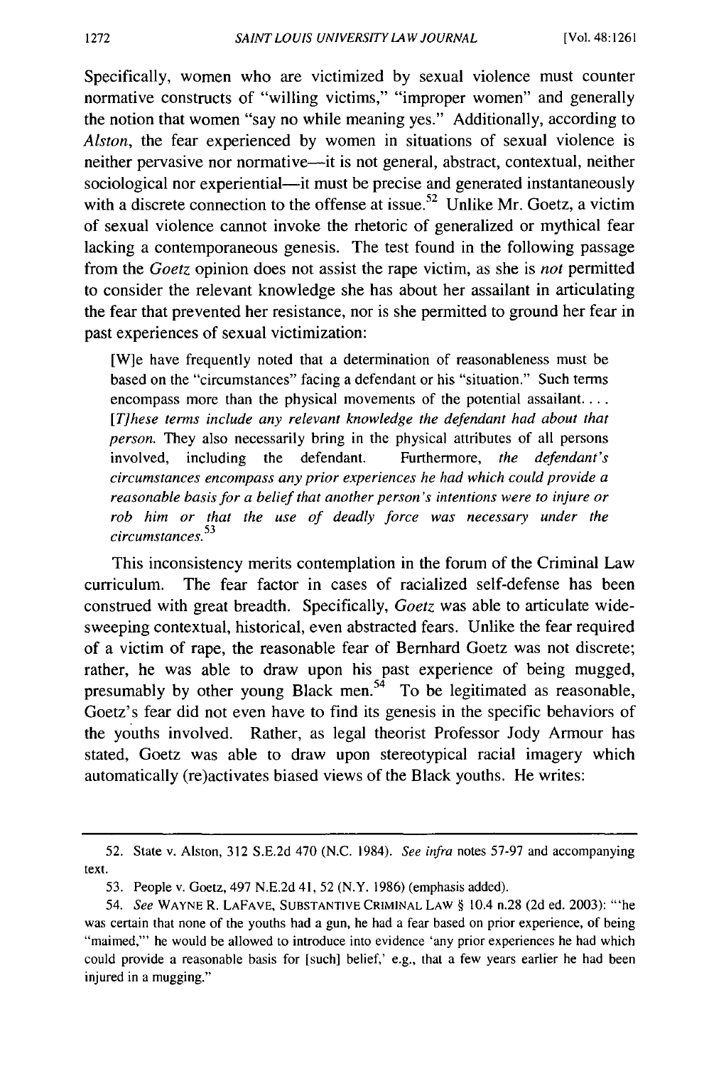Specifically, women who are victimized by sexual violence must counter normative constructs of "willing victims," "improper women" and generally the notion that women "say no while meaning yes." Additionally, according to *Alston*, the fear experienced by women in situations of sexual violence is neither pervasive nor normative—it is not general, abstract, contextual, neither sociological nor experiential—it must be precise and generated instantaneously with a discrete connection to the offense at issue.[52] Unlike Mr. Goetz, a victim of sexual violence cannot invoke the rhetoric of generalized or mythical fear lacking a contemporaneous genesis. The test found in the following passage from the *Goetz* opinion does not assist the rape victim, as she is *not* permitted to consider the relevant knowledge she has about her assailant in articulating the fear that prevented her resistance, nor is she permitted to ground her fear in past experiences of sexual victimization:

> [W]e have frequently noted that a determination of reasonableness must be based on the "circumstances" facing a defendant or his "situation." Such terms encompass more than the physical movements of the potential assailant. . . . *[T]hese terms include any relevant knowledge the defendant had about that person.* They also necessarily bring in the physical attributes of all persons involved, including the defendant. Furthermore, *the defendant's circumstances encompass any prior experiences he had which could provide a reasonable basis for a belief that another person's intentions were to injure or rob him or that the use of deadly force was necessary under the circumstances.*[53]

This inconsistency merits contemplation in the forum of the Criminal Law curriculum. The fear factor in cases of racialized self-defense has been construed with great breadth. Specifically, *Goetz* was able to articulate wide-sweeping contextual, historical, even abstracted fears. Unlike the fear required of a victim of rape, the reasonable fear of Bernhard Goetz was not discrete; rather, he was able to draw upon his past experience of being mugged, presumably by other young Black men.[54] To be legitimated as reasonable, Goetz's fear did not even have to find its genesis in the specific behaviors of the youths involved. Rather, as legal theorist Professor Jody Armour has stated, Goetz was able to draw upon stereotypical racial imagery which automatically (re)activates biased views of the Black youths. He writes:

---

52. State v. Alston, 312 S.E.2d 470 (N.C. 1984). *See infra* notes 57-97 and accompanying text.

53. People v. Goetz, 497 N.E.2d 41, 52 (N.Y. 1986) (emphasis added).

54. *See* WAYNE R. LAFAVE, SUBSTANTIVE CRIMINAL LAW § 10.4 n.28 (2d ed. 2003): "'he was certain that none of the youths had a gun, he had a fear based on prior experience, of being "maimed,"' he would be allowed to introduce into evidence 'any prior experiences he had which could provide a reasonable basis for [such] belief,' e.g., that a few years earlier he had been injured in a mugging."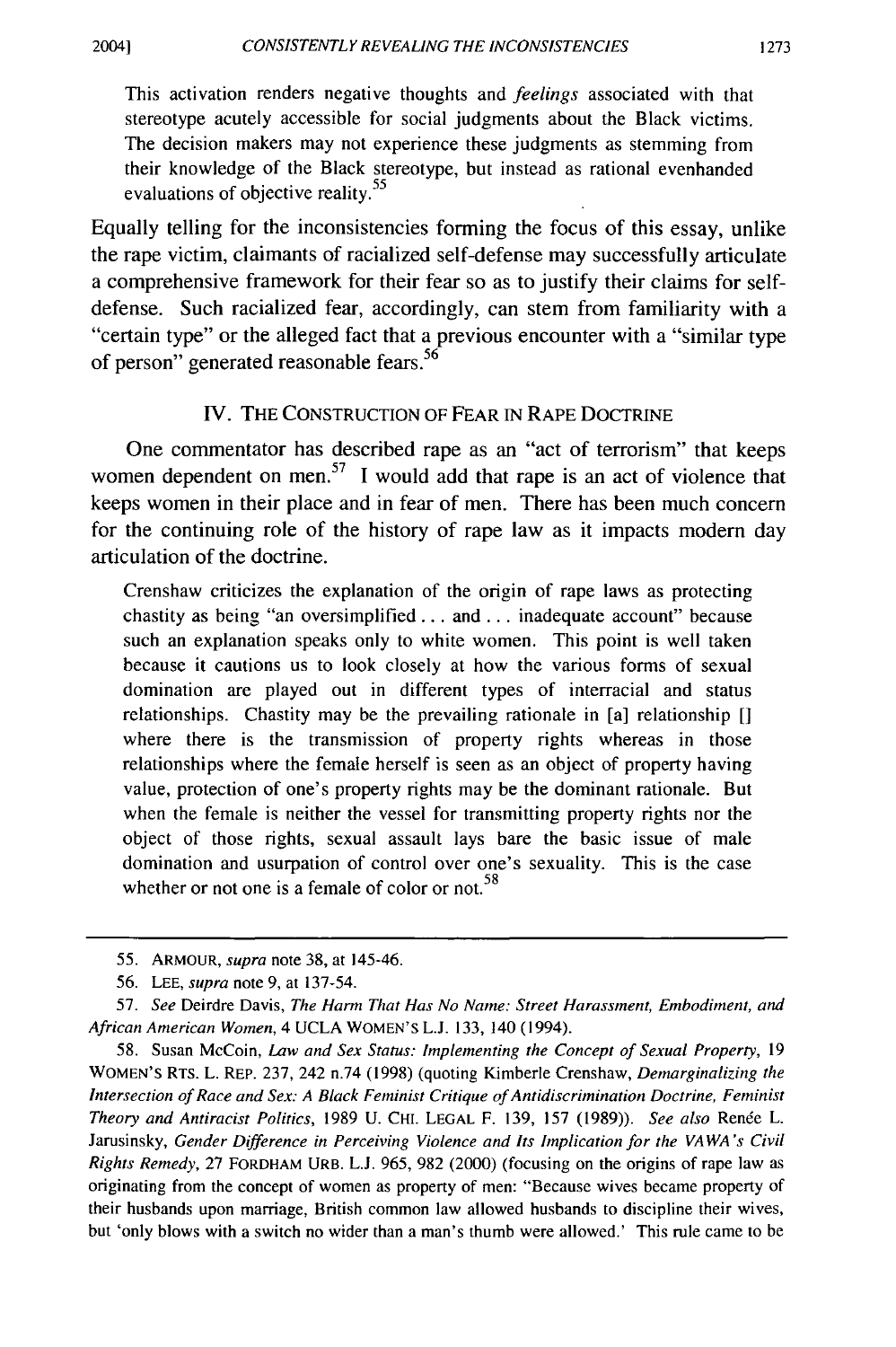> This activation renders negative thoughts and *feelings* associated with that stereotype acutely accessible for social judgments about the Black victims. The decision makers may not experience these judgments as stemming from their knowledge of the Black stereotype, but instead as rational evenhanded evaluations of objective reality.[55]

Equally telling for the inconsistencies forming the focus of this essay, unlike the rape victim, claimants of racialized self-defense may successfully articulate a comprehensive framework for their fear so as to justify their claims for self-defense. Such racialized fear, accordingly, can stem from familiarity with a "certain type" or the alleged fact that a previous encounter with a "similar type of person" generated reasonable fears.[56]

## IV. THE CONSTRUCTION OF FEAR IN RAPE DOCTRINE

One commentator has described rape as an "act of terrorism" that keeps women dependent on men.[57] I would add that rape is an act of violence that keeps women in their place and in fear of men. There has been much concern for the continuing role of the history of rape law as it impacts modern day articulation of the doctrine.

> Crenshaw criticizes the explanation of the origin of rape laws as protecting chastity as being "an oversimplified ... and ... inadequate account" because such an explanation speaks only to white women. This point is well taken because it cautions us to look closely at how the various forms of sexual domination are played out in different types of interracial and status relationships. Chastity may be the prevailing rationale in [a] relationship [] where there is the transmission of property rights whereas in those relationships where the female herself is seen as an object of property having value, protection of one's property rights may be the dominant rationale. But when the female is neither the vessel for transmitting property rights nor the object of those rights, sexual assault lays bare the basic issue of male domination and usurpation of control over one's sexuality. This is the case whether or not one is a female of color or not.[58]

---

55. ARMOUR, *supra* note 38, at 145-46.

56. LEE, *supra* note 9, at 137-54.

57. *See* Deirdre Davis, *The Harm That Has No Name: Street Harassment, Embodiment, and African American Women*, 4 UCLA WOMEN'S L.J. 133, 140 (1994).

58. Susan McCoin, *Law and Sex Status: Implementing the Concept of Sexual Property*, 19 WOMEN'S RTS. L. REP. 237, 242 n.74 (1998) (quoting Kimberle Crenshaw, *Demarginalizing the Intersection of Race and Sex: A Black Feminist Critique of Antidiscrimination Doctrine, Feminist Theory and Antiracist Politics*, 1989 U. CHI. LEGAL F. 139, 157 (1989)). *See also* Renée L. Jarusinsky, *Gender Difference in Perceiving Violence and Its Implication for the VAWA's Civil Rights Remedy*, 27 FORDHAM URB. L.J. 965, 982 (2000) (focusing on the origins of rape law as originating from the concept of women as property of men: "Because wives became property of their husbands upon marriage, British common law allowed husbands to discipline their wives, but 'only blows with a switch no wider than a man's thumb were allowed.' This rule came to be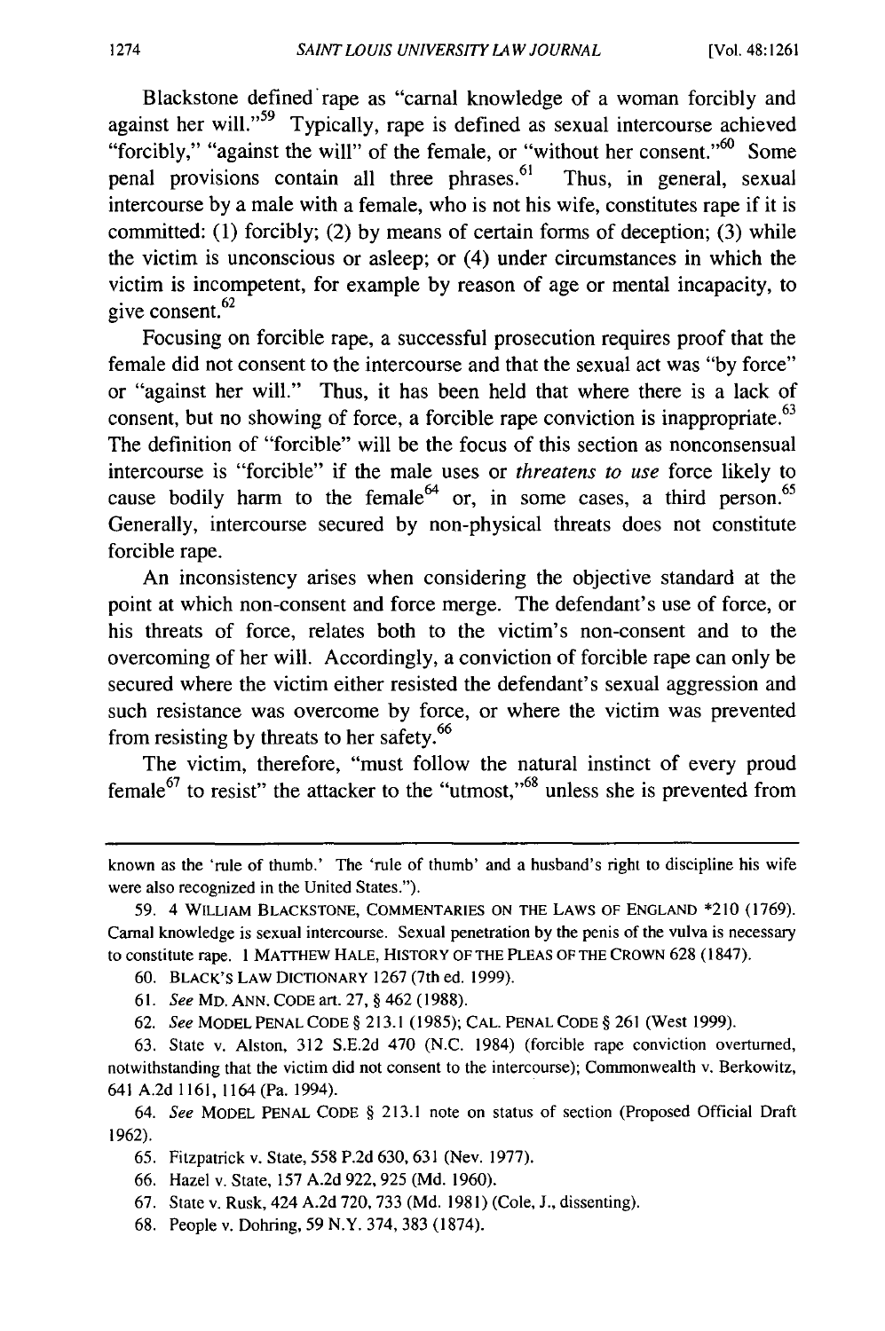Blackstone defined rape as "carnal knowledge of a woman forcibly and against her will."[59] Typically, rape is defined as sexual intercourse achieved "forcibly," "against the will" of the female, or "without her consent."[60] Some penal provisions contain all three phrases.[61] Thus, in general, sexual intercourse by a male with a female, who is not his wife, constitutes rape if it is committed: (1) forcibly; (2) by means of certain forms of deception; (3) while the victim is unconscious or asleep; or (4) under circumstances in which the victim is incompetent, for example by reason of age or mental incapacity, to give consent.[62]

Focusing on forcible rape, a successful prosecution requires proof that the female did not consent to the intercourse and that the sexual act was "by force" or "against her will." Thus, it has been held that where there is a lack of consent, but no showing of force, a forcible rape conviction is inappropriate.[63] The definition of "forcible" will be the focus of this section as nonconsensual intercourse is "forcible" if the male uses or *threatens to use* force likely to cause bodily harm to the female[64] or, in some cases, a third person.[65] Generally, intercourse secured by non-physical threats does not constitute forcible rape.

An inconsistency arises when considering the objective standard at the point at which non-consent and force merge. The defendant's use of force, or his threats of force, relates both to the victim's non-consent and to the overcoming of her will. Accordingly, a conviction of forcible rape can only be secured where the victim either resisted the defendant's sexual aggression and such resistance was overcome by force, or where the victim was prevented from resisting by threats to her safety.[66]

The victim, therefore, "must follow the natural instinct of every proud female[67] to resist" the attacker to the "utmost,"[68] unless she is prevented from

---

known as the 'rule of thumb.' The 'rule of thumb' and a husband's right to discipline his wife were also recognized in the United States.").

59. 4 WILLIAM BLACKSTONE, COMMENTARIES ON THE LAWS OF ENGLAND *210 (1769). Carnal knowledge is sexual intercourse. Sexual penetration by the penis of the vulva is necessary to constitute rape. 1 MATTHEW HALE, HISTORY OF THE PLEAS OF THE CROWN 628 (1847).

60. BLACK'S LAW DICTIONARY 1267 (7th ed. 1999).

61. *See* MD. ANN. CODE art. 27, § 462 (1988).

62. *See* MODEL PENAL CODE § 213.1 (1985); CAL. PENAL CODE § 261 (West 1999).

63. State v. Alston, 312 S.E.2d 470 (N.C. 1984) (forcible rape conviction overturned, notwithstanding that the victim did not consent to the intercourse); Commonwealth v. Berkowitz, 641 A.2d 1161, 1164 (Pa. 1994).

64. *See* MODEL PENAL CODE § 213.1 note on status of section (Proposed Official Draft 1962).

65. Fitzpatrick v. State, 558 P.2d 630, 631 (Nev. 1977).

66. Hazel v. State, 157 A.2d 922, 925 (Md. 1960).

67. State v. Rusk, 424 A.2d 720, 733 (Md. 1981) (Cole, J., dissenting).

68. People v. Dohring, 59 N.Y. 374, 383 (1874).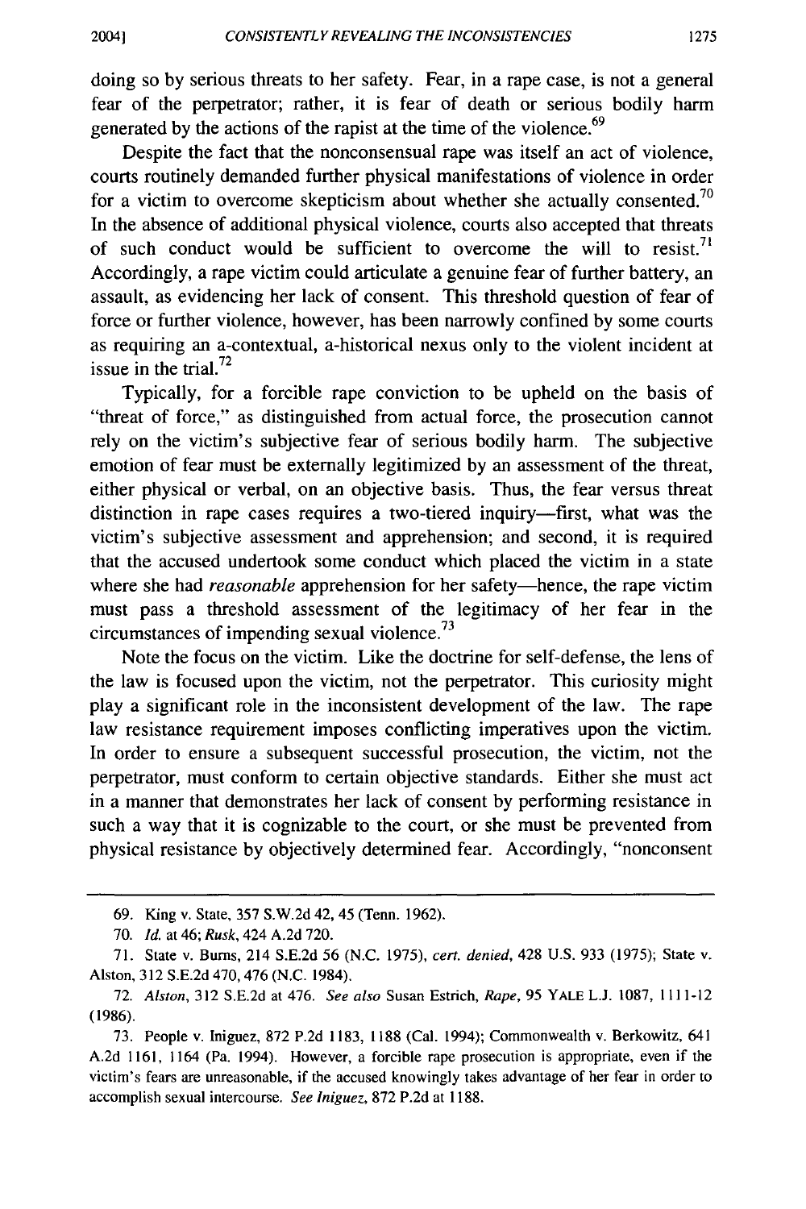doing so by serious threats to her safety. Fear, in a rape case, is not a general fear of the perpetrator; rather, it is fear of death or serious bodily harm generated by the actions of the rapist at the time of the violence.[69]

Despite the fact that the nonconsensual rape was itself an act of violence, courts routinely demanded further physical manifestations of violence in order for a victim to overcome skepticism about whether she actually consented.[70] In the absence of additional physical violence, courts also accepted that threats of such conduct would be sufficient to overcome the will to resist.[71] Accordingly, a rape victim could articulate a genuine fear of further battery, an assault, as evidencing her lack of consent. This threshold question of fear of force or further violence, however, has been narrowly confined by some courts as requiring an a-contextual, a-historical nexus only to the violent incident at issue in the trial.[72]

Typically, for a forcible rape conviction to be upheld on the basis of "threat of force," as distinguished from actual force, the prosecution cannot rely on the victim's subjective fear of serious bodily harm. The subjective emotion of fear must be externally legitimized by an assessment of the threat, either physical or verbal, on an objective basis. Thus, the fear versus threat distinction in rape cases requires a two-tiered inquiry—first, what was the victim's subjective assessment and apprehension; and second, it is required that the accused undertook some conduct which placed the victim in a state where she had *reasonable* apprehension for her safety—hence, the rape victim must pass a threshold assessment of the legitimacy of her fear in the circumstances of impending sexual violence.[73]

Note the focus on the victim. Like the doctrine for self-defense, the lens of the law is focused upon the victim, not the perpetrator. This curiosity might play a significant role in the inconsistent development of the law. The rape law resistance requirement imposes conflicting imperatives upon the victim. In order to ensure a subsequent successful prosecution, the victim, not the perpetrator, must conform to certain objective standards. Either she must act in a manner that demonstrates her lack of consent by performing resistance in such a way that it is cognizable to the court, or she must be prevented from physical resistance by objectively determined fear. Accordingly, "nonconsent

---

69. King v. State, 357 S.W.2d 42, 45 (Tenn. 1962).

70. *Id.* at 46; *Rusk*, 424 A.2d 720.

71. State v. Burns, 214 S.E.2d 56 (N.C. 1975), *cert. denied*, 428 U.S. 933 (1975); State v. Alston, 312 S.E.2d 470, 476 (N.C. 1984).

72. *Alston*, 312 S.E.2d at 476. *See also* Susan Estrich, *Rape*, 95 YALE L.J. 1087, 1111-12 (1986).

73. People v. Iniguez, 872 P.2d 1183, 1188 (Cal. 1994); Commonwealth v. Berkowitz, 641 A.2d 1161, 1164 (Pa. 1994). However, a forcible rape prosecution is appropriate, even if the victim's fears are unreasonable, if the accused knowingly takes advantage of her fear in order to accomplish sexual intercourse. *See Iniguez*, 872 P.2d at 1188.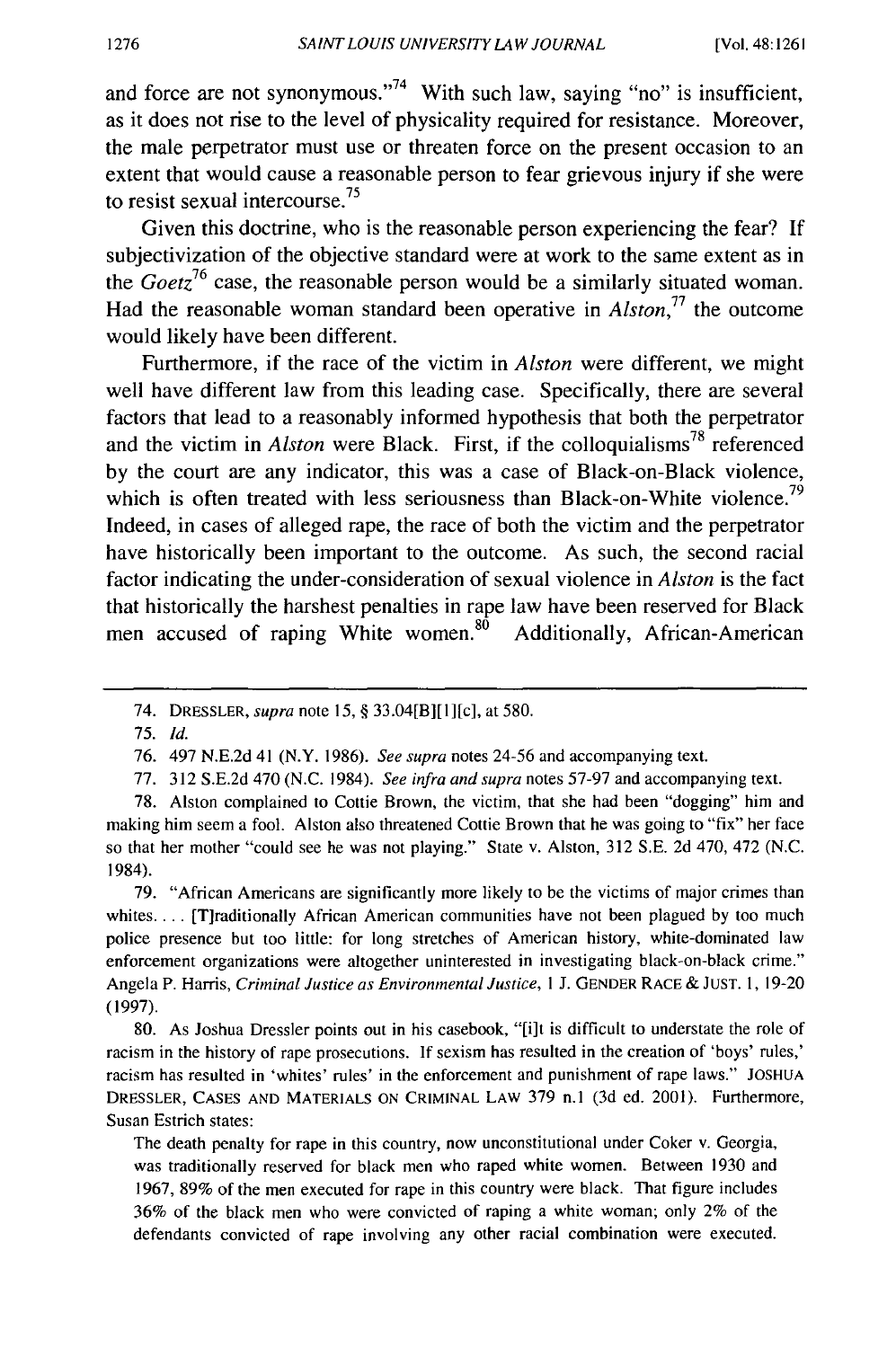and force are not synonymous."[74] With such law, saying "no" is insufficient, as it does not rise to the level of physicality required for resistance. Moreover, the male perpetrator must use or threaten force on the present occasion to an extent that would cause a reasonable person to fear grievous injury if she were to resist sexual intercourse.[75]

Given this doctrine, who is the reasonable person experiencing the fear? If subjectivization of the objective standard were at work to the same extent as in the *Goetz*[76] case, the reasonable person would be a similarly situated woman. Had the reasonable woman standard been operative in *Alston*,[77] the outcome would likely have been different.

Furthermore, if the race of the victim in *Alston* were different, we might well have different law from this leading case. Specifically, there are several factors that lead to a reasonably informed hypothesis that both the perpetrator and the victim in *Alston* were Black. First, if the colloquialisms[78] referenced by the court are any indicator, this was a case of Black-on-Black violence, which is often treated with less seriousness than Black-on-White violence.[79] Indeed, in cases of alleged rape, the race of both the victim and the perpetrator have historically been important to the outcome. As such, the second racial factor indicating the under-consideration of sexual violence in *Alston* is the fact that historically the harshest penalties in rape law have been reserved for Black men accused of raping White women.[80] Additionally, African-American

---

74. DRESSLER, *supra* note 15, § 33.04[B][1][c], at 580.

75. *Id.*

76. 497 N.E.2d 41 (N.Y. 1986). *See supra* notes 24-56 and accompanying text.

77. 312 S.E.2d 470 (N.C. 1984). *See infra and supra* notes 57-97 and accompanying text.

78. Alston complained to Cottie Brown, the victim, that she had been "dogging" him and making him seem a fool. Alston also threatened Cottie Brown that he was going to "fix" her face so that her mother "could see he was not playing." State v. Alston, 312 S.E. 2d 470, 472 (N.C. 1984).

79. "African Americans are significantly more likely to be the victims of major crimes than whites. . . . [T]raditionally African American communities have not been plagued by too much police presence but too little: for long stretches of American history, white-dominated law enforcement organizations were altogether uninterested in investigating black-on-black crime." Angela P. Harris, *Criminal Justice as Environmental Justice*, 1 J. GENDER RACE & JUST. 1, 19-20 (1997).

80. As Joshua Dressler points out in his casebook, "[i]t is difficult to understate the role of racism in the history of rape prosecutions. If sexism has resulted in the creation of 'boys' rules,' racism has resulted in 'whites' rules' in the enforcement and punishment of rape laws." JOSHUA DRESSLER, CASES AND MATERIALS ON CRIMINAL LAW 379 n.1 (3d ed. 2001). Furthermore, Susan Estrich states:

> The death penalty for rape in this country, now unconstitutional under Coker v. Georgia, was traditionally reserved for black men who raped white women. Between 1930 and 1967, 89% of the men executed for rape in this country were black. That figure includes 36% of the black men who were convicted of raping a white woman; only 2% of the defendants convicted of rape involving any other racial combination were executed.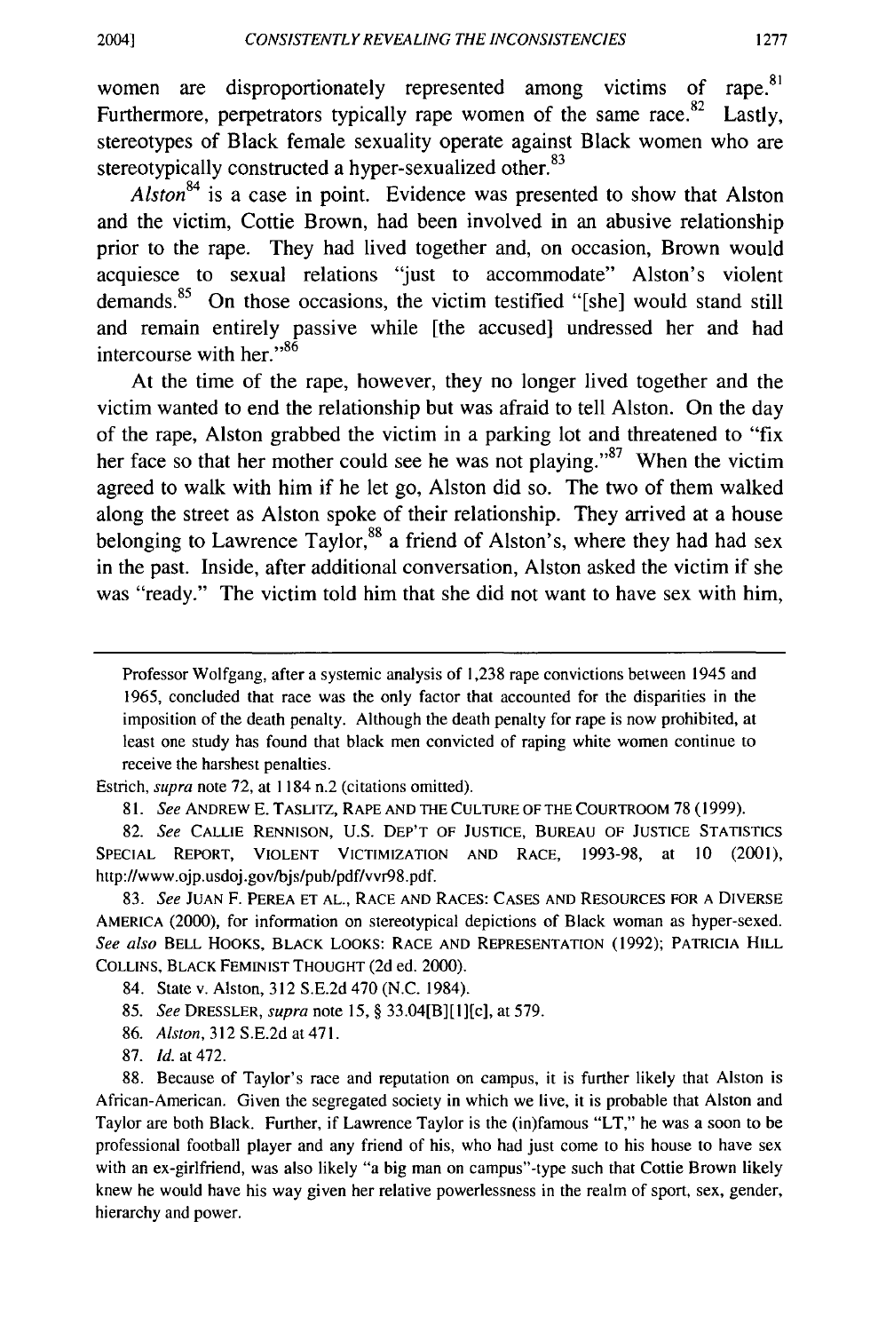women are disproportionately represented among victims of rape.[81] Furthermore, perpetrators typically rape women of the same race.[82] Lastly, stereotypes of Black female sexuality operate against Black women who are stereotypically constructed a hyper-sexualized other.[83]

*Alston*[84] is a case in point. Evidence was presented to show that Alston and the victim, Cottie Brown, had been involved in an abusive relationship prior to the rape. They had lived together and, on occasion, Brown would acquiesce to sexual relations "just to accommodate" Alston's violent demands.[85] On those occasions, the victim testified "[she] would stand still and remain entirely passive while [the accused] undressed her and had intercourse with her."[86]

At the time of the rape, however, they no longer lived together and the victim wanted to end the relationship but was afraid to tell Alston. On the day of the rape, Alston grabbed the victim in a parking lot and threatened to "fix her face so that her mother could see he was not playing."[87] When the victim agreed to walk with him if he let go, Alston did so. The two of them walked along the street as Alston spoke of their relationship. They arrived at a house belonging to Lawrence Taylor,[88] a friend of Alston's, where they had had sex in the past. Inside, after additional conversation, Alston asked the victim if she was "ready." The victim told him that she did not want to have sex with him,

---

Professor Wolfgang, after a systemic analysis of 1,238 rape convictions between 1945 and 1965, concluded that race was the only factor that accounted for the disparities in the imposition of the death penalty. Although the death penalty for rape is now prohibited, at least one study has found that black men convicted of raping white women continue to receive the harshest penalties.

Estrich, *supra* note 72, at 1184 n.2 (citations omitted).

81. *See* ANDREW E. TASLITZ, RAPE AND THE CULTURE OF THE COURTROOM 78 (1999).

82. *See* CALLIE RENNISON, U.S. DEP'T OF JUSTICE, BUREAU OF JUSTICE STATISTICS SPECIAL REPORT, VIOLENT VICTIMIZATION AND RACE, 1993-98, at 10 (2001), http://www.ojp.usdoj.gov/bjs/pub/pdf/vvr98.pdf.

83. *See* JUAN F. PEREA ET AL., RACE AND RACES: CASES AND RESOURCES FOR A DIVERSE AMERICA (2000), for information on stereotypical depictions of Black woman as hyper-sexed. *See also* BELL HOOKS, BLACK LOOKS: RACE AND REPRESENTATION (1992); PATRICIA HILL COLLINS, BLACK FEMINIST THOUGHT (2d ed. 2000).

84. State v. Alston, 312 S.E.2d 470 (N.C. 1984).

85. *See* DRESSLER, *supra* note 15, § 33.04[B][1][c], at 579.

86. *Alston*, 312 S.E.2d at 471.

87. *Id.* at 472.

88. Because of Taylor's race and reputation on campus, it is further likely that Alston is African-American. Given the segregated society in which we live, it is probable that Alston and Taylor are both Black. Further, if Lawrence Taylor is the (in)famous "LT," he was a soon to be professional football player and any friend of his, who had just come to his house to have sex with an ex-girlfriend, was also likely "a big man on campus"-type such that Cottie Brown likely knew he would have his way given her relative powerlessness in the realm of sport, sex, gender, hierarchy and power.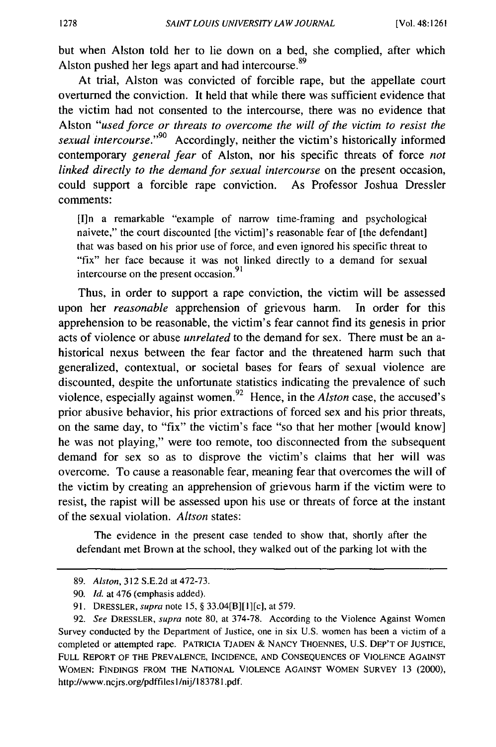but when Alston told her to lie down on a bed, she complied, after which Alston pushed her legs apart and had intercourse.[89]

At trial, Alston was convicted of forcible rape, but the appellate court overturned the conviction. It held that while there was sufficient evidence that the victim had not consented to the intercourse, there was no evidence that Alston "*used force or threats to overcome the will of the victim to resist the sexual intercourse*."[90] Accordingly, neither the victim's historically informed contemporary *general fear* of Alston, nor his specific threats of force *not linked directly to the demand for sexual intercourse* on the present occasion, could support a forcible rape conviction. As Professor Joshua Dressler comments:

> [I]n a remarkable "example of narrow time-framing and psychological naivete," the court discounted [the victim]'s reasonable fear of [the defendant] that was based on his prior use of force, and even ignored his specific threat to "fix" her face because it was not linked directly to a demand for sexual intercourse on the present occasion.[91]

Thus, in order to support a rape conviction, the victim will be assessed upon her *reasonable* apprehension of grievous harm. In order for this apprehension to be reasonable, the victim's fear cannot find its genesis in prior acts of violence or abuse *unrelated* to the demand for sex. There must be an a-historical nexus between the fear factor and the threatened harm such that generalized, contextual, or societal bases for fears of sexual violence are discounted, despite the unfortunate statistics indicating the prevalence of such violence, especially against women.[92] Hence, in the *Alston* case, the accused's prior abusive behavior, his prior extractions of forced sex and his prior threats, on the same day, to "fix" the victim's face "so that her mother [would know] he was not playing," were too remote, too disconnected from the subsequent demand for sex so as to disprove the victim's claims that her will was overcome. To cause a reasonable fear, meaning fear that overcomes the will of the victim by creating an apprehension of grievous harm if the victim were to resist, the rapist will be assessed upon his use or threats of force at the instant of the sexual violation. *Altson* states:

> The evidence in the present case tended to show that, shortly after the defendant met Brown at the school, they walked out of the parking lot with the

---

89. *Alston*, 312 S.E.2d at 472-73.

90. *Id.* at 476 (emphasis added).

91. DRESSLER, *supra* note 15, § 33.04[B][1][c], at 579.

92. *See* DRESSLER, *supra* note 80, at 374-78. According to the Violence Against Women Survey conducted by the Department of Justice, one in six U.S. women has been a victim of a completed or attempted rape. PATRICIA TJADEN & NANCY THOENNES, U.S. DEP'T OF JUSTICE, FULL REPORT OF THE PREVALENCE, INCIDENCE, AND CONSEQUENCES OF VIOLENCE AGAINST WOMEN: FINDINGS FROM THE NATIONAL VIOLENCE AGAINST WOMEN SURVEY 13 (2000), http://www.ncjrs.org/pdffiles1/nij/183781.pdf.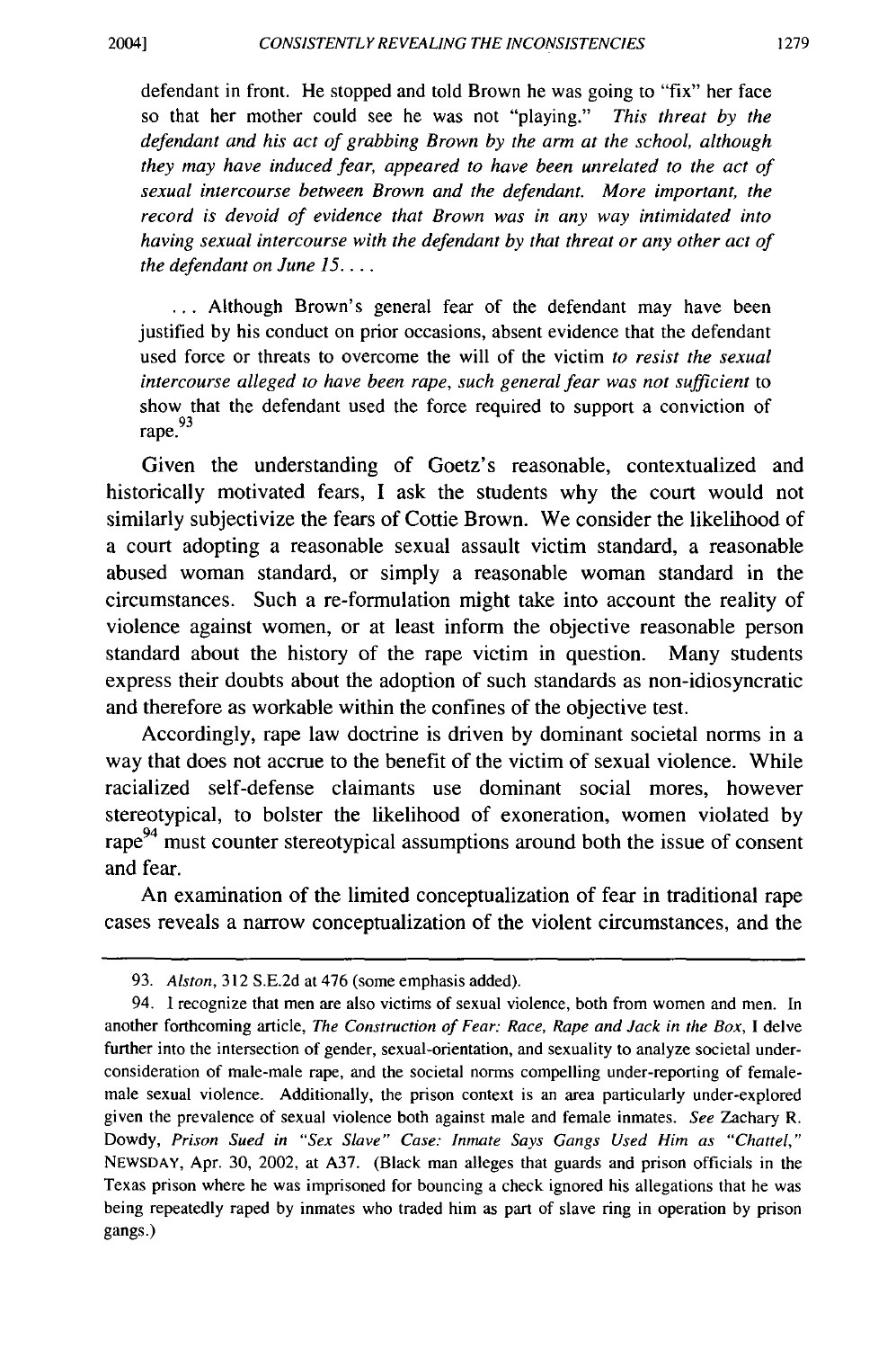defendant in front. He stopped and told Brown he was going to "fix" her face so that her mother could see he was not "playing." *This threat by the defendant and his act of grabbing Brown by the arm at the school, although they may have induced fear, appeared to have been unrelated to the act of sexual intercourse between Brown and the defendant. More important, the record is devoid of evidence that Brown was in any way intimidated into having sexual intercourse with the defendant by that threat or any other act of the defendant on June 15. . . .*

> . . . Although Brown's general fear of the defendant may have been justified by his conduct on prior occasions, absent evidence that the defendant used force or threats to overcome the will of the victim *to resist the sexual intercourse alleged to have been rape, such general fear was not sufficient* to show that the defendant used the force required to support a conviction of rape.[93]

Given the understanding of Goetz's reasonable, contextualized and historically motivated fears, I ask the students why the court would not similarly subjectivize the fears of Cottie Brown. We consider the likelihood of a court adopting a reasonable sexual assault victim standard, a reasonable abused woman standard, or simply a reasonable woman standard in the circumstances. Such a re-formulation might take into account the reality of violence against women, or at least inform the objective reasonable person standard about the history of the rape victim in question. Many students express their doubts about the adoption of such standards as non-idiosyncratic and therefore as workable within the confines of the objective test.

Accordingly, rape law doctrine is driven by dominant societal norms in a way that does not accrue to the benefit of the victim of sexual violence. While racialized self-defense claimants use dominant social mores, however stereotypical, to bolster the likelihood of exoneration, women violated by rape[94] must counter stereotypical assumptions around both the issue of consent and fear.

An examination of the limited conceptualization of fear in traditional rape cases reveals a narrow conceptualization of the violent circumstances, and the

---

93. *Alston*, 312 S.E.2d at 476 (some emphasis added).

94. I recognize that men are also victims of sexual violence, both from women and men. In another forthcoming article, *The Construction of Fear: Race, Rape and Jack in the Box*, I delve further into the intersection of gender, sexual-orientation, and sexuality to analyze societal under-consideration of male-male rape, and the societal norms compelling under-reporting of female-male sexual violence. Additionally, the prison context is an area particularly under-explored given the prevalence of sexual violence both against male and female inmates. *See* Zachary R. Dowdy, *Prison Sued in "Sex Slave" Case: Inmate Says Gangs Used Him as "Chattel,"* NEWSDAY, Apr. 30, 2002, at A37. (Black man alleges that guards and prison officials in the Texas prison where he was imprisoned for bouncing a check ignored his allegations that he was being repeatedly raped by inmates who traded him as part of slave ring in operation by prison gangs.)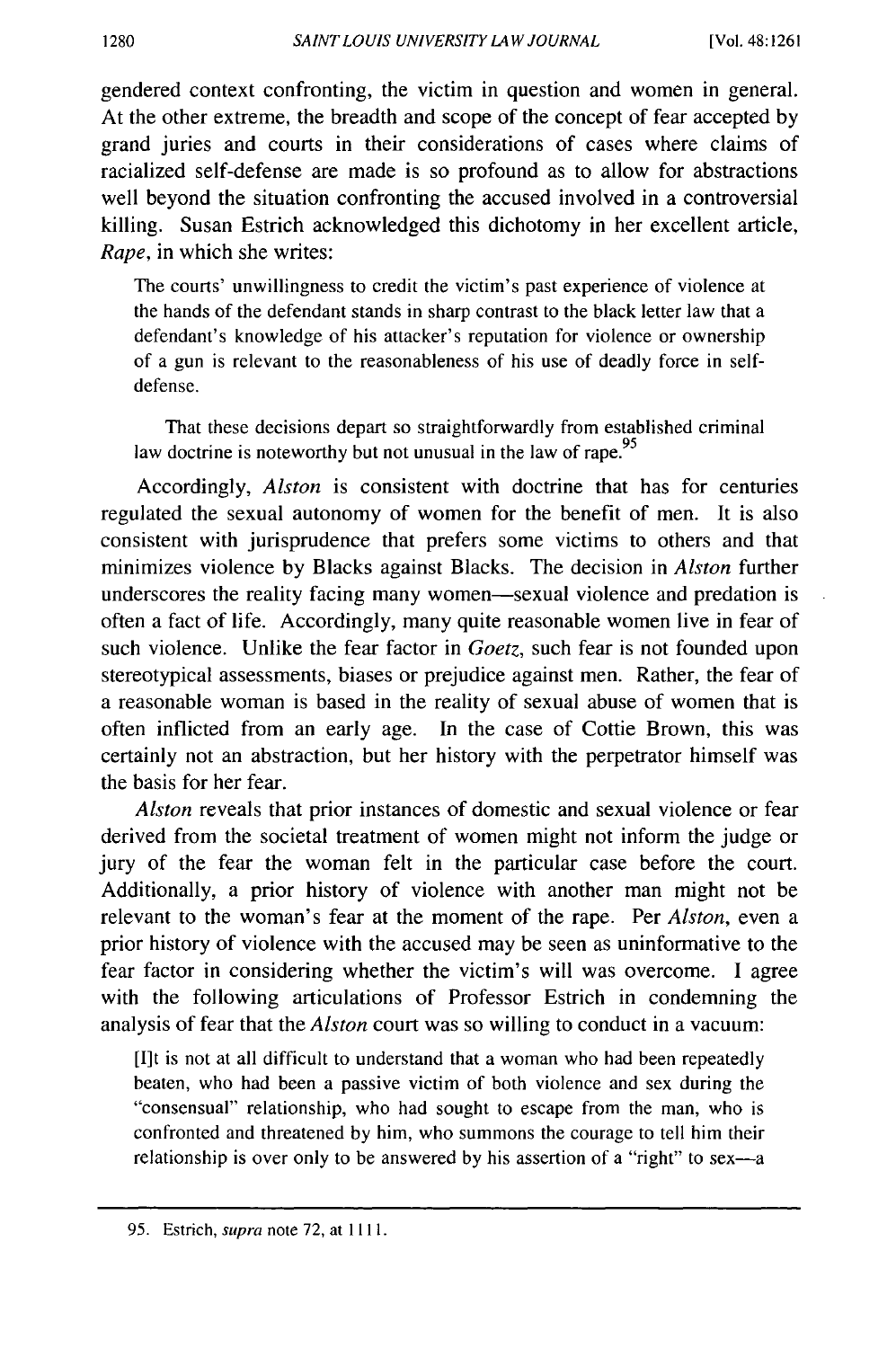gendered context confronting, the victim in question and women in general. At the other extreme, the breadth and scope of the concept of fear accepted by grand juries and courts in their considerations of cases where claims of racialized self-defense are made is so profound as to allow for abstractions well beyond the situation confronting the accused involved in a controversial killing. Susan Estrich acknowledged this dichotomy in her excellent article, *Rape*, in which she writes:

> The courts' unwillingness to credit the victim's past experience of violence at the hands of the defendant stands in sharp contrast to the black letter law that a defendant's knowledge of his attacker's reputation for violence or ownership of a gun is relevant to the reasonableness of his use of deadly force in self-defense.
>
> That these decisions depart so straightforwardly from established criminal law doctrine is noteworthy but not unusual in the law of rape.[95]

Accordingly, *Alston* is consistent with doctrine that has for centuries regulated the sexual autonomy of women for the benefit of men. It is also consistent with jurisprudence that prefers some victims to others and that minimizes violence by Blacks against Blacks. The decision in *Alston* further underscores the reality facing many women—sexual violence and predation is often a fact of life. Accordingly, many quite reasonable women live in fear of such violence. Unlike the fear factor in *Goetz*, such fear is not founded upon stereotypical assessments, biases or prejudice against men. Rather, the fear of a reasonable woman is based in the reality of sexual abuse of women that is often inflicted from an early age. In the case of Cottie Brown, this was certainly not an abstraction, but her history with the perpetrator himself was the basis for her fear.

*Alston* reveals that prior instances of domestic and sexual violence or fear derived from the societal treatment of women might not inform the judge or jury of the fear the woman felt in the particular case before the court. Additionally, a prior history of violence with another man might not be relevant to the woman's fear at the moment of the rape. Per *Alston*, even a prior history of violence with the accused may be seen as uninformative to the fear factor in considering whether the victim's will was overcome. I agree with the following articulations of Professor Estrich in condemning the analysis of fear that the *Alston* court was so willing to conduct in a vacuum:

> [I]t is not at all difficult to understand that a woman who had been repeatedly beaten, who had been a passive victim of both violence and sex during the "consensual" relationship, who had sought to escape from the man, who is confronted and threatened by him, who summons the courage to tell him their relationship is over only to be answered by his assertion of a "right" to sex—a

---

95. Estrich, *supra* note 72, at 1111.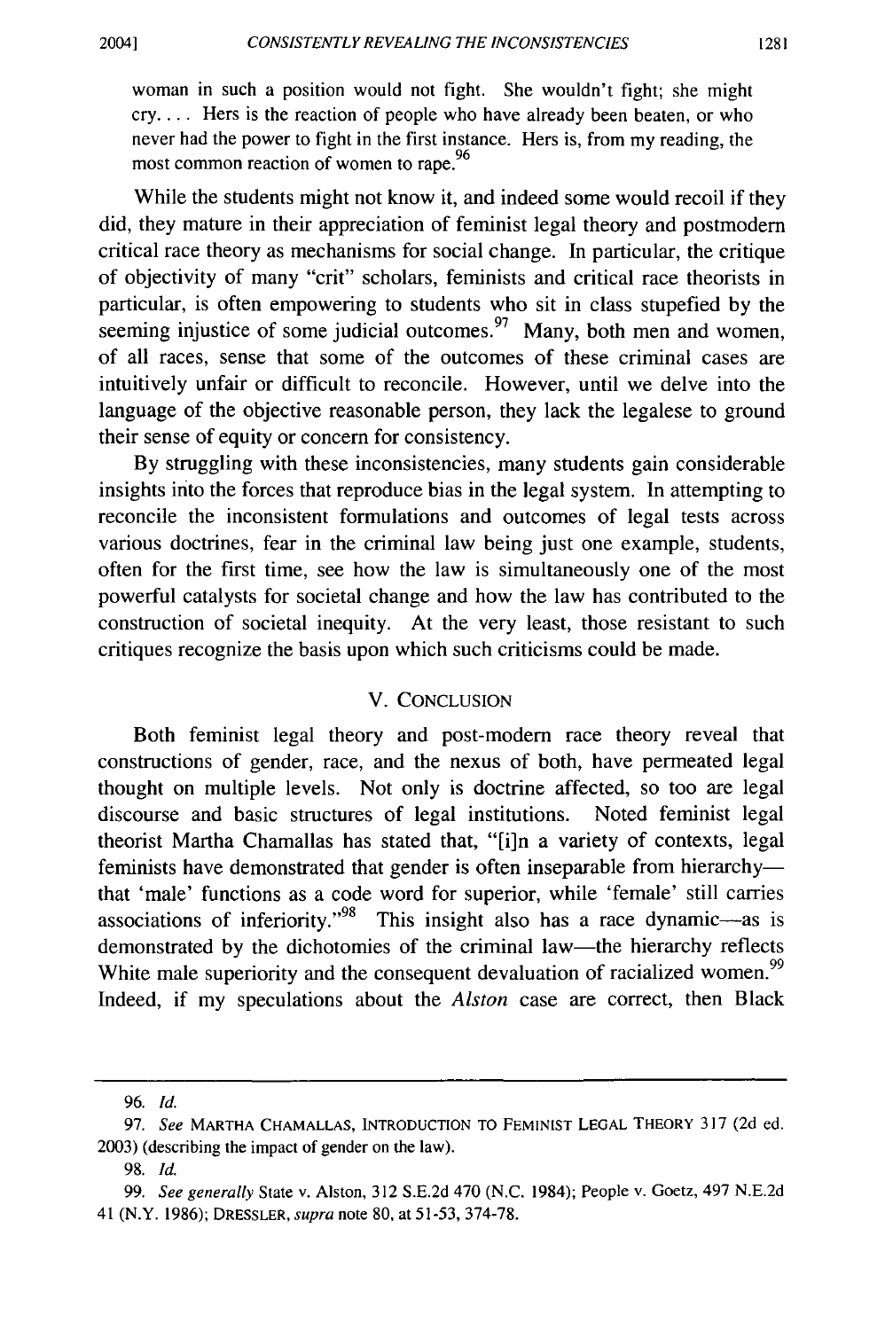woman in such a position would not fight. She wouldn't fight; she might cry. . . . Hers is the reaction of people who have already been beaten, or who never had the power to fight in the first instance. Hers is, from my reading, the most common reaction of women to rape.[96]

While the students might not know it, and indeed some would recoil if they did, they mature in their appreciation of feminist legal theory and postmodern critical race theory as mechanisms for social change. In particular, the critique of objectivity of many "crit" scholars, feminists and critical race theorists in particular, is often empowering to students who sit in class stupefied by the seeming injustice of some judicial outcomes.[97] Many, both men and women, of all races, sense that some of the outcomes of these criminal cases are intuitively unfair or difficult to reconcile. However, until we delve into the language of the objective reasonable person, they lack the legalese to ground their sense of equity or concern for consistency.

By struggling with these inconsistencies, many students gain considerable insights into the forces that reproduce bias in the legal system. In attempting to reconcile the inconsistent formulations and outcomes of legal tests across various doctrines, fear in the criminal law being just one example, students, often for the first time, see how the law is simultaneously one of the most powerful catalysts for societal change and how the law has contributed to the construction of societal inequity. At the very least, those resistant to such critiques recognize the basis upon which such criticisms could be made.

## V. CONCLUSION

Both feminist legal theory and post-modern race theory reveal that constructions of gender, race, and the nexus of both, have permeated legal thought on multiple levels. Not only is doctrine affected, so too are legal discourse and basic structures of legal institutions. Noted feminist legal theorist Martha Chamallas has stated that, "[i]n a variety of contexts, legal feminists have demonstrated that gender is often inseparable from hierarchy—that 'male' functions as a code word for superior, while 'female' still carries associations of inferiority."[98] This insight also has a race dynamic—as is demonstrated by the dichotomies of the criminal law—the hierarchy reflects White male superiority and the consequent devaluation of racialized women.[99] Indeed, if my speculations about the *Alston* case are correct, then Black

---

96. *Id.*

97. *See* MARTHA CHAMALLAS, INTRODUCTION TO FEMINIST LEGAL THEORY 317 (2d ed. 2003) (describing the impact of gender on the law).

98. *Id.*

99. *See generally* State v. Alston, 312 S.E.2d 470 (N.C. 1984); People v. Goetz, 497 N.E.2d 41 (N.Y. 1986); DRESSLER, *supra* note 80, at 51-53, 374-78.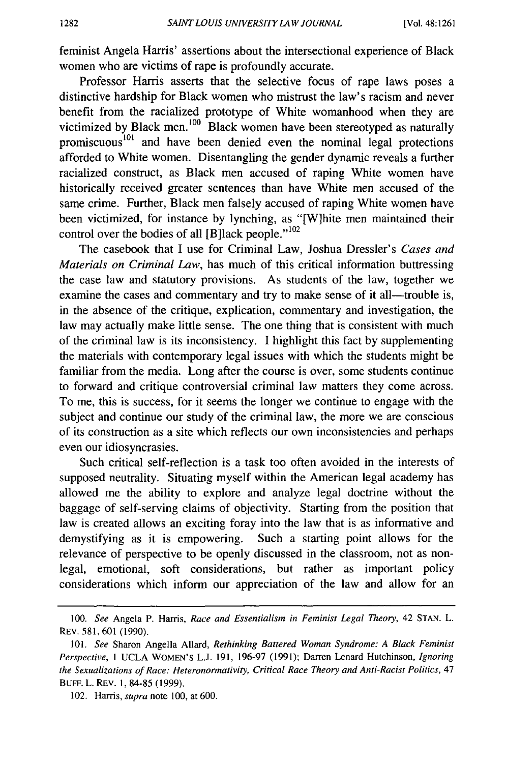feminist Angela Harris' assertions about the intersectional experience of Black women who are victims of rape is profoundly accurate.

Professor Harris asserts that the selective focus of rape laws poses a distinctive hardship for Black women who mistrust the law's racism and never benefit from the racialized prototype of White womanhood when they are victimized by Black men.[100] Black women have been stereotyped as naturally promiscuous[101] and have been denied even the nominal legal protections afforded to White women. Disentangling the gender dynamic reveals a further racialized construct, as Black men accused of raping White women have historically received greater sentences than have White men accused of the same crime. Further, Black men falsely accused of raping White women have been victimized, for instance by lynching, as "[W]hite men maintained their control over the bodies of all [B]lack people."[102]

The casebook that I use for Criminal Law, Joshua Dressler's *Cases and Materials on Criminal Law*, has much of this critical information buttressing the case law and statutory provisions. As students of the law, together we examine the cases and commentary and try to make sense of it all—trouble is, in the absence of the critique, explication, commentary and investigation, the law may actually make little sense. The one thing that is consistent with much of the criminal law is its inconsistency. I highlight this fact by supplementing the materials with contemporary legal issues with which the students might be familiar from the media. Long after the course is over, some students continue to forward and critique controversial criminal law matters they come across. To me, this is success, for it seems the longer we continue to engage with the subject and continue our study of the criminal law, the more we are conscious of its construction as a site which reflects our own inconsistencies and perhaps even our idiosyncrasies.

Such critical self-reflection is a task too often avoided in the interests of supposed neutrality. Situating myself within the American legal academy has allowed me the ability to explore and analyze legal doctrine without the baggage of self-serving claims of objectivity. Starting from the position that law is created allows an exciting foray into the law that is as informative and demystifying as it is empowering. Such a starting point allows for the relevance of perspective to be openly discussed in the classroom, not as non-legal, emotional, soft considerations, but rather as important policy considerations which inform our appreciation of the law and allow for an

---

100. *See* Angela P. Harris, *Race and Essentialism in Feminist Legal Theory*, 42 STAN. L. REV. 581, 601 (1990).

101. *See* Sharon Angella Allard, *Rethinking Battered Woman Syndrome: A Black Feminist Perspective*, 1 UCLA WOMEN'S L.J. 191, 196-97 (1991); Darren Lenard Hutchinson, *Ignoring the Sexualizations of Race: Heteronormativity, Critical Race Theory and Anti-Racist Politics*, 47 BUFF. L. REV. 1, 84-85 (1999).

102. Harris, *supra* note 100, at 600.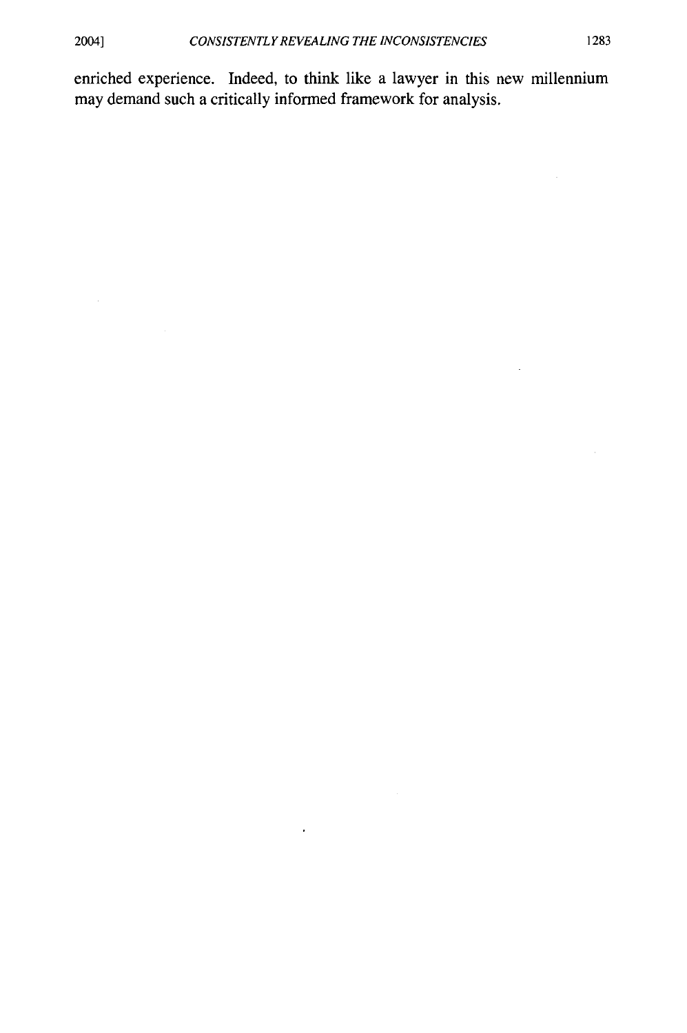enriched experience. Indeed, to think like a lawyer in this new millennium may demand such a critically informed framework for analysis.